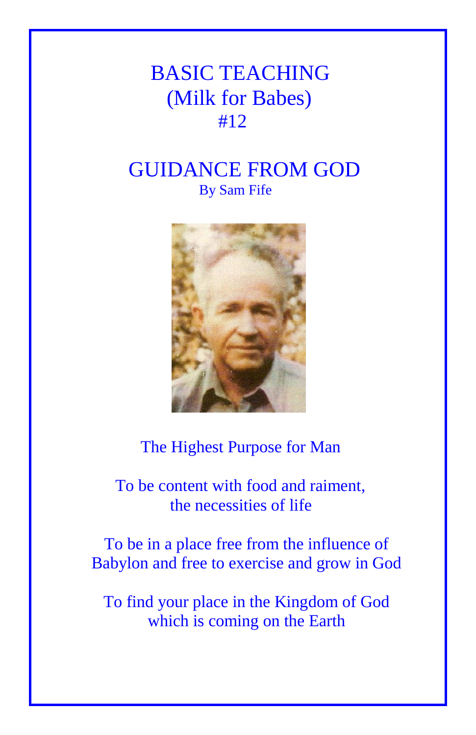# BASIC TEACHING
## (Milk for Babes)
## #12

# GUIDANCE FROM GOD

By Sam Fife

The Highest Purpose for Man

To be content with food and raiment,
the necessities of life

To be in a place free from the influence of
Babylon and free to exercise and grow in God

To find your place in the Kingdom of God
which is coming on the Earth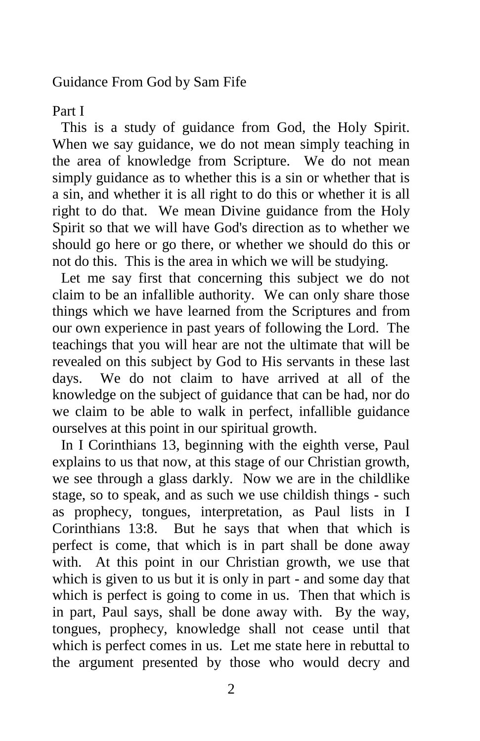Guidance From God by Sam Fife

Part I

This is a study of guidance from God, the Holy Spirit. When we say guidance, we do not mean simply teaching in the area of knowledge from Scripture. We do not mean simply guidance as to whether this is a sin or whether that is a sin, and whether it is all right to do this or whether it is all right to do that. We mean Divine guidance from the Holy Spirit so that we will have God's direction as to whether we should go here or go there, or whether we should do this or not do this. This is the area in which we will be studying.

Let me say first that concerning this subject we do not claim to be an infallible authority. We can only share those things which we have learned from the Scriptures and from our own experience in past years of following the Lord. The teachings that you will hear are not the ultimate that will be revealed on this subject by God to His servants in these last days. We do not claim to have arrived at all of the knowledge on the subject of guidance that can be had, nor do we claim to be able to walk in perfect, infallible guidance ourselves at this point in our spiritual growth.

In I Corinthians 13, beginning with the eighth verse, Paul explains to us that now, at this stage of our Christian growth, we see through a glass darkly. Now we are in the childlike stage, so to speak, and as such we use childish things - such as prophecy, tongues, interpretation, as Paul lists in I Corinthians 13:8. But he says that when that which is perfect is come, that which is in part shall be done away with. At this point in our Christian growth, we use that which is given to us but it is only in part - and some day that which is perfect is going to come in us. Then that which is in part, Paul says, shall be done away with. By the way, tongues, prophecy, knowledge shall not cease until that which is perfect comes in us. Let me state here in rebuttal to the argument presented by those who would decry and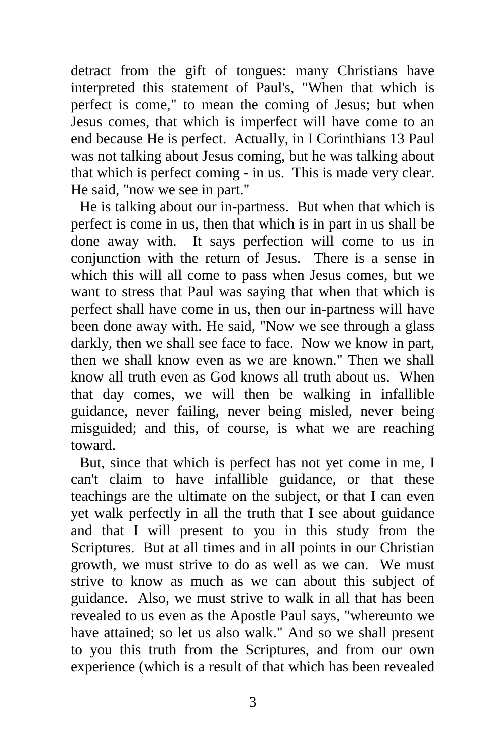detract from the gift of tongues: many Christians have interpreted this statement of Paul's, "When that which is perfect is come," to mean the coming of Jesus; but when Jesus comes, that which is imperfect will have come to an end because He is perfect. Actually, in I Corinthians 13 Paul was not talking about Jesus coming, but he was talking about that which is perfect coming - in us. This is made very clear. He said, "now we see in part."

He is talking about our in-partness. But when that which is perfect is come in us, then that which is in part in us shall be done away with. It says perfection will come to us in conjunction with the return of Jesus. There is a sense in which this will all come to pass when Jesus comes, but we want to stress that Paul was saying that when that which is perfect shall have come in us, then our in-partness will have been done away with. He said, "Now we see through a glass darkly, then we shall see face to face. Now we know in part, then we shall know even as we are known." Then we shall know all truth even as God knows all truth about us. When that day comes, we will then be walking in infallible guidance, never failing, never being misled, never being misguided; and this, of course, is what we are reaching toward.

But, since that which is perfect has not yet come in me, I can't claim to have infallible guidance, or that these teachings are the ultimate on the subject, or that I can even yet walk perfectly in all the truth that I see about guidance and that I will present to you in this study from the Scriptures. But at all times and in all points in our Christian growth, we must strive to do as well as we can. We must strive to know as much as we can about this subject of guidance. Also, we must strive to walk in all that has been revealed to us even as the Apostle Paul says, "whereunto we have attained; so let us also walk." And so we shall present to you this truth from the Scriptures, and from our own experience (which is a result of that which has been revealed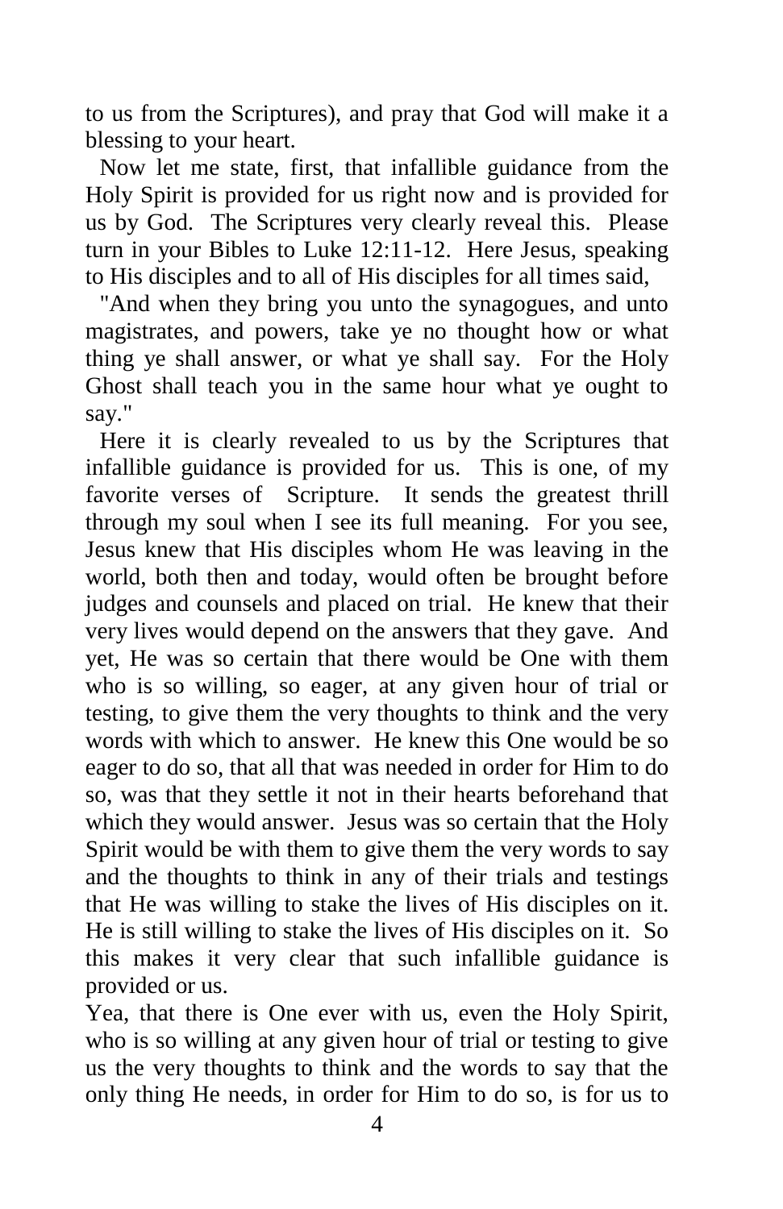to us from the Scriptures), and pray that God will make it a blessing to your heart.

Now let me state, first, that infallible guidance from the Holy Spirit is provided for us right now and is provided for us by God. The Scriptures very clearly reveal this. Please turn in your Bibles to Luke 12:11-12. Here Jesus, speaking to His disciples and to all of His disciples for all times said,

"And when they bring you unto the synagogues, and unto magistrates, and powers, take ye no thought how or what thing ye shall answer, or what ye shall say. For the Holy Ghost shall teach you in the same hour what ye ought to say."

Here it is clearly revealed to us by the Scriptures that infallible guidance is provided for us. This is one, of my favorite verses of Scripture. It sends the greatest thrill through my soul when I see its full meaning. For you see, Jesus knew that His disciples whom He was leaving in the world, both then and today, would often be brought before judges and counsels and placed on trial. He knew that their very lives would depend on the answers that they gave. And yet, He was so certain that there would be One with them who is so willing, so eager, at any given hour of trial or testing, to give them the very thoughts to think and the very words with which to answer. He knew this One would be so eager to do so, that all that was needed in order for Him to do so, was that they settle it not in their hearts beforehand that which they would answer. Jesus was so certain that the Holy Spirit would be with them to give them the very words to say and the thoughts to think in any of their trials and testings that He was willing to stake the lives of His disciples on it. He is still willing to stake the lives of His disciples on it. So this makes it very clear that such infallible guidance is provided or us.

Yea, that there is One ever with us, even the Holy Spirit, who is so willing at any given hour of trial or testing to give us the very thoughts to think and the words to say that the only thing He needs, in order for Him to do so, is for us to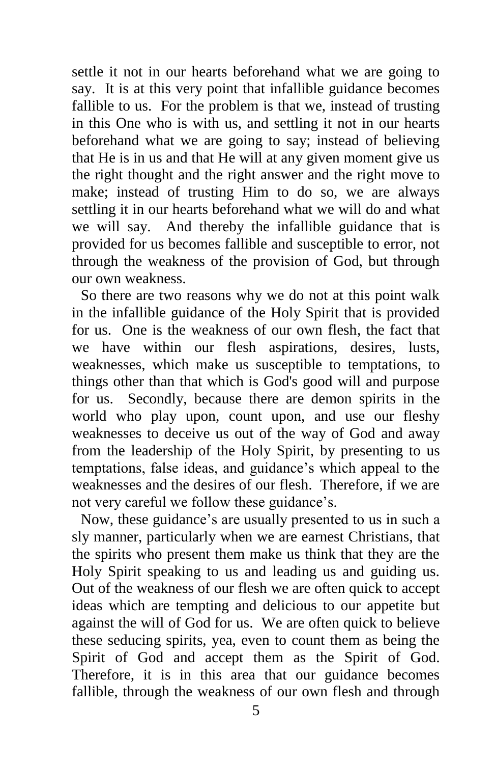settle it not in our hearts beforehand what we are going to say. It is at this very point that infallible guidance becomes fallible to us. For the problem is that we, instead of trusting in this One who is with us, and settling it not in our hearts beforehand what we are going to say; instead of believing that He is in us and that He will at any given moment give us the right thought and the right answer and the right move to make; instead of trusting Him to do so, we are always settling it in our hearts beforehand what we will do and what we will say. And thereby the infallible guidance that is provided for us becomes fallible and susceptible to error, not through the weakness of the provision of God, but through our own weakness.

So there are two reasons why we do not at this point walk in the infallible guidance of the Holy Spirit that is provided for us. One is the weakness of our own flesh, the fact that we have within our flesh aspirations, desires, lusts, weaknesses, which make us susceptible to temptations, to things other than that which is God's good will and purpose for us. Secondly, because there are demon spirits in the world who play upon, count upon, and use our fleshy weaknesses to deceive us out of the way of God and away from the leadership of the Holy Spirit, by presenting to us temptations, false ideas, and guidance's which appeal to the weaknesses and the desires of our flesh. Therefore, if we are not very careful we follow these guidance's.

Now, these guidance's are usually presented to us in such a sly manner, particularly when we are earnest Christians, that the spirits who present them make us think that they are the Holy Spirit speaking to us and leading us and guiding us. Out of the weakness of our flesh we are often quick to accept ideas which are tempting and delicious to our appetite but against the will of God for us. We are often quick to believe these seducing spirits, yea, even to count them as being the Spirit of God and accept them as the Spirit of God. Therefore, it is in this area that our guidance becomes fallible, through the weakness of our own flesh and through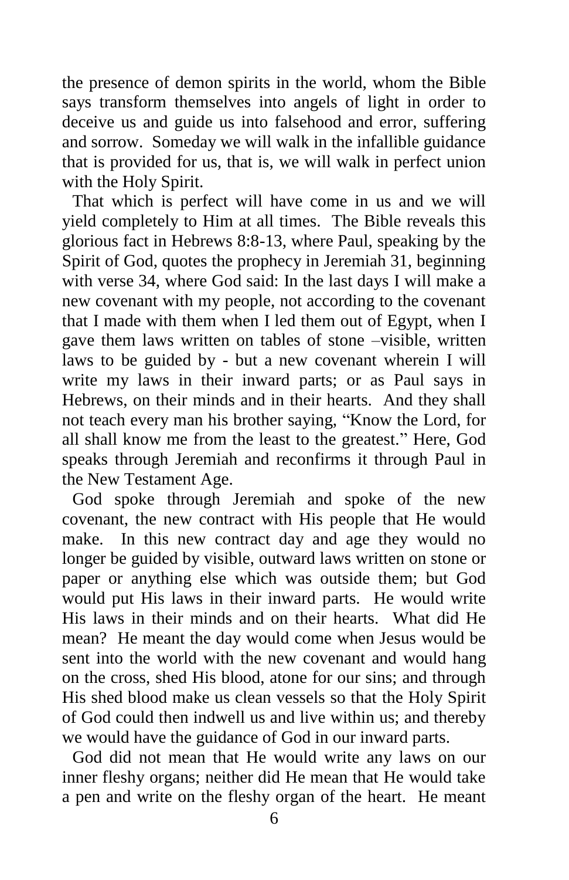the presence of demon spirits in the world, whom the Bible says transform themselves into angels of light in order to deceive us and guide us into falsehood and error, suffering and sorrow. Someday we will walk in the infallible guidance that is provided for us, that is, we will walk in perfect union with the Holy Spirit.

That which is perfect will have come in us and we will yield completely to Him at all times. The Bible reveals this glorious fact in Hebrews 8:8-13, where Paul, speaking by the Spirit of God, quotes the prophecy in Jeremiah 31, beginning with verse 34, where God said: In the last days I will make a new covenant with my people, not according to the covenant that I made with them when I led them out of Egypt, when I gave them laws written on tables of stone –visible, written laws to be guided by - but a new covenant wherein I will write my laws in their inward parts; or as Paul says in Hebrews, on their minds and in their hearts. And they shall not teach every man his brother saying, "Know the Lord, for all shall know me from the least to the greatest." Here, God speaks through Jeremiah and reconfirms it through Paul in the New Testament Age.

God spoke through Jeremiah and spoke of the new covenant, the new contract with His people that He would make. In this new contract day and age they would no longer be guided by visible, outward laws written on stone or paper or anything else which was outside them; but God would put His laws in their inward parts. He would write His laws in their minds and on their hearts. What did He mean? He meant the day would come when Jesus would be sent into the world with the new covenant and would hang on the cross, shed His blood, atone for our sins; and through His shed blood make us clean vessels so that the Holy Spirit of God could then indwell us and live within us; and thereby we would have the guidance of God in our inward parts.

God did not mean that He would write any laws on our inner fleshy organs; neither did He mean that He would take a pen and write on the fleshy organ of the heart. He meant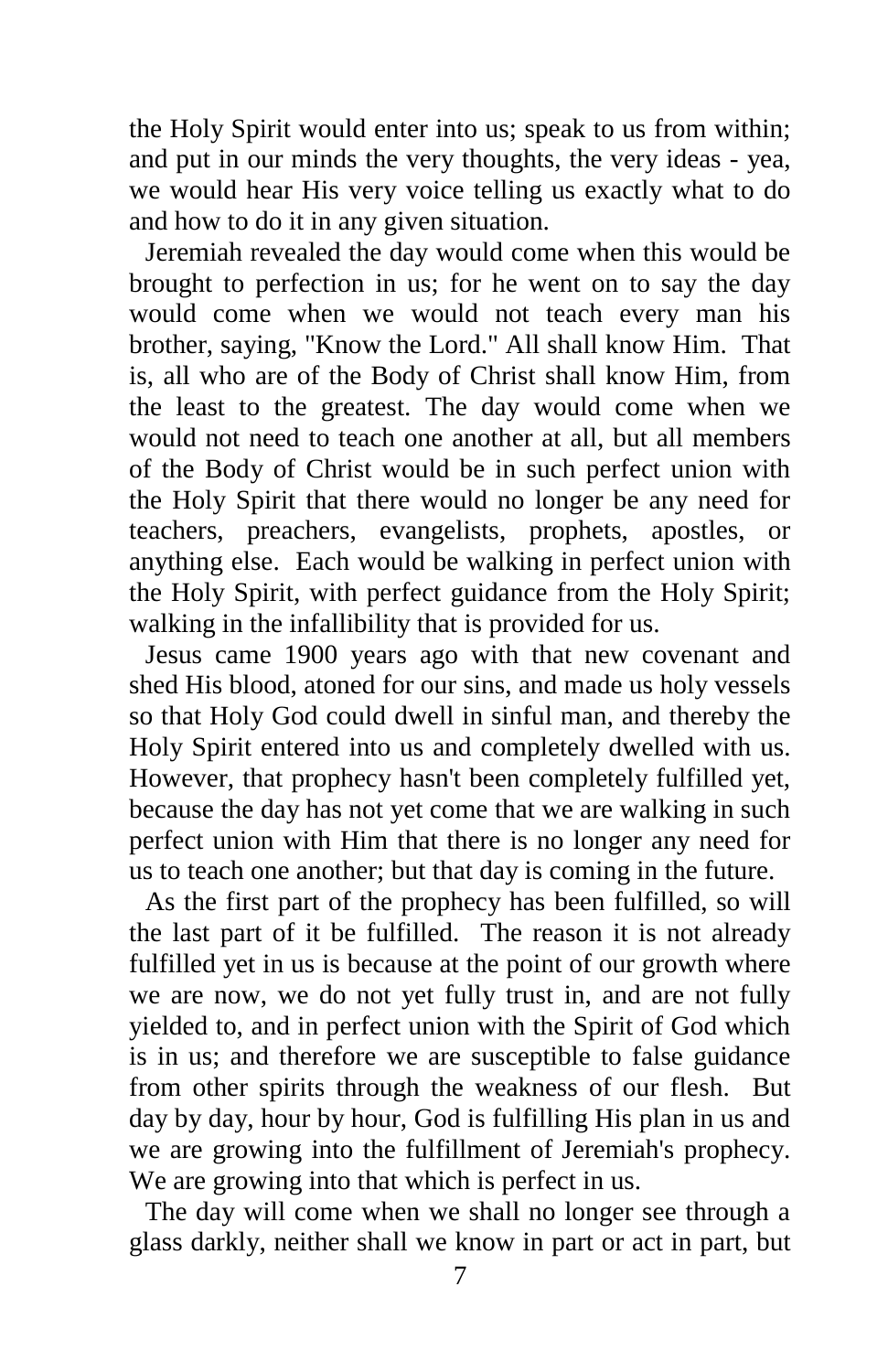the Holy Spirit would enter into us; speak to us from within; and put in our minds the very thoughts, the very ideas - yea, we would hear His very voice telling us exactly what to do and how to do it in any given situation.

Jeremiah revealed the day would come when this would be brought to perfection in us; for he went on to say the day would come when we would not teach every man his brother, saying, "Know the Lord." All shall know Him. That is, all who are of the Body of Christ shall know Him, from the least to the greatest. The day would come when we would not need to teach one another at all, but all members of the Body of Christ would be in such perfect union with the Holy Spirit that there would no longer be any need for teachers, preachers, evangelists, prophets, apostles, or anything else. Each would be walking in perfect union with the Holy Spirit, with perfect guidance from the Holy Spirit; walking in the infallibility that is provided for us.

Jesus came 1900 years ago with that new covenant and shed His blood, atoned for our sins, and made us holy vessels so that Holy God could dwell in sinful man, and thereby the Holy Spirit entered into us and completely dwelled with us. However, that prophecy hasn't been completely fulfilled yet, because the day has not yet come that we are walking in such perfect union with Him that there is no longer any need for us to teach one another; but that day is coming in the future.

As the first part of the prophecy has been fulfilled, so will the last part of it be fulfilled. The reason it is not already fulfilled yet in us is because at the point of our growth where we are now, we do not yet fully trust in, and are not fully yielded to, and in perfect union with the Spirit of God which is in us; and therefore we are susceptible to false guidance from other spirits through the weakness of our flesh. But day by day, hour by hour, God is fulfilling His plan in us and we are growing into the fulfillment of Jeremiah's prophecy. We are growing into that which is perfect in us.

The day will come when we shall no longer see through a glass darkly, neither shall we know in part or act in part, but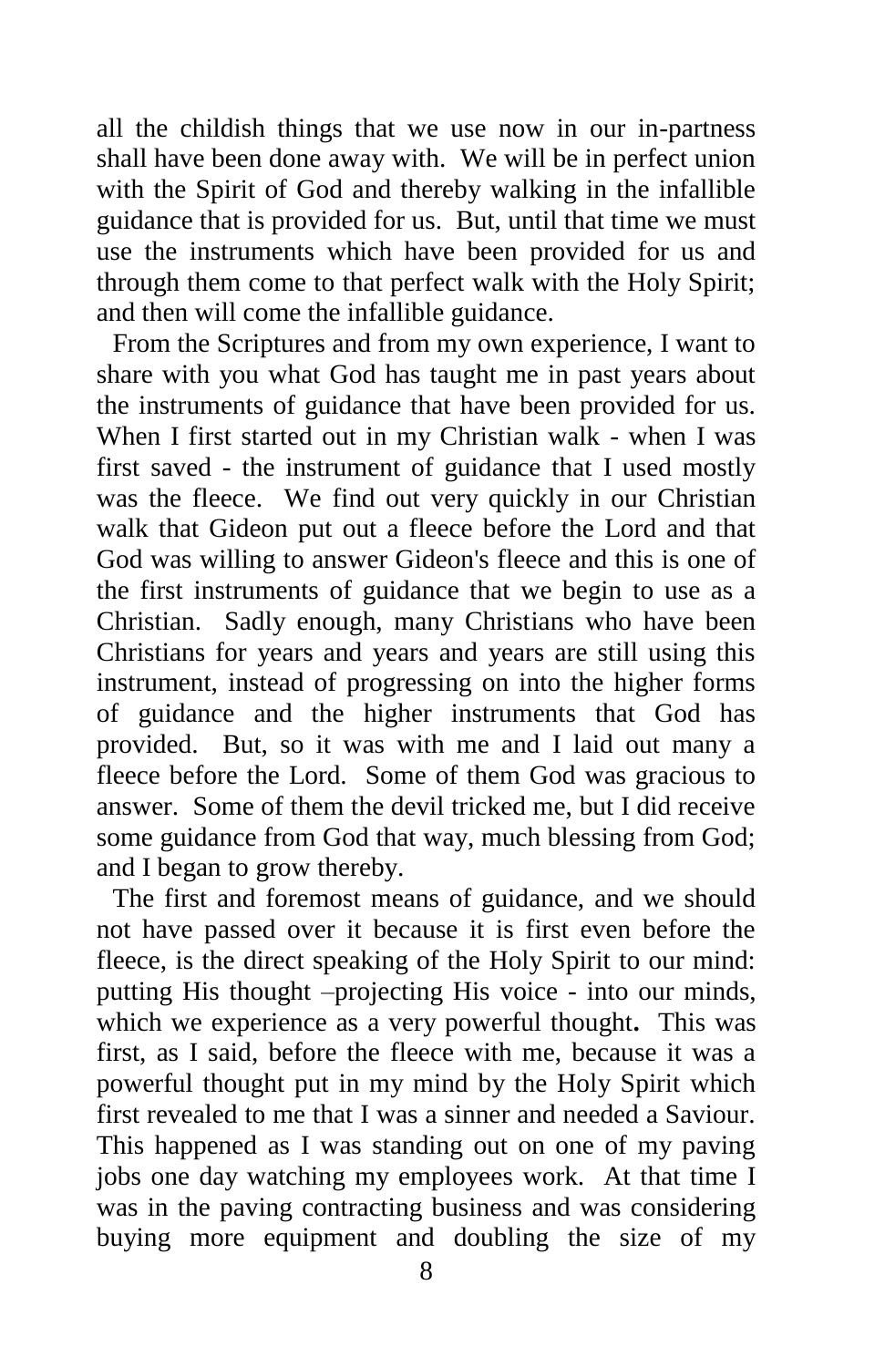all the childish things that we use now in our in-partness shall have been done away with. We will be in perfect union with the Spirit of God and thereby walking in the infallible guidance that is provided for us. But, until that time we must use the instruments which have been provided for us and through them come to that perfect walk with the Holy Spirit; and then will come the infallible guidance.

From the Scriptures and from my own experience, I want to share with you what God has taught me in past years about the instruments of guidance that have been provided for us. When I first started out in my Christian walk - when I was first saved - the instrument of guidance that I used mostly was the fleece. We find out very quickly in our Christian walk that Gideon put out a fleece before the Lord and that God was willing to answer Gideon's fleece and this is one of the first instruments of guidance that we begin to use as a Christian. Sadly enough, many Christians who have been Christians for years and years and years are still using this instrument, instead of progressing on into the higher forms of guidance and the higher instruments that God has provided. But, so it was with me and I laid out many a fleece before the Lord. Some of them God was gracious to answer. Some of them the devil tricked me, but I did receive some guidance from God that way, much blessing from God; and I began to grow thereby.

The first and foremost means of guidance, and we should not have passed over it because it is first even before the fleece, is the direct speaking of the Holy Spirit to our mind: putting His thought –projecting His voice - into our minds, which we experience as a very powerful thought**.** This was first, as I said, before the fleece with me, because it was a powerful thought put in my mind by the Holy Spirit which first revealed to me that I was a sinner and needed a Saviour. This happened as I was standing out on one of my paving jobs one day watching my employees work. At that time I was in the paving contracting business and was considering buying more equipment and doubling the size of my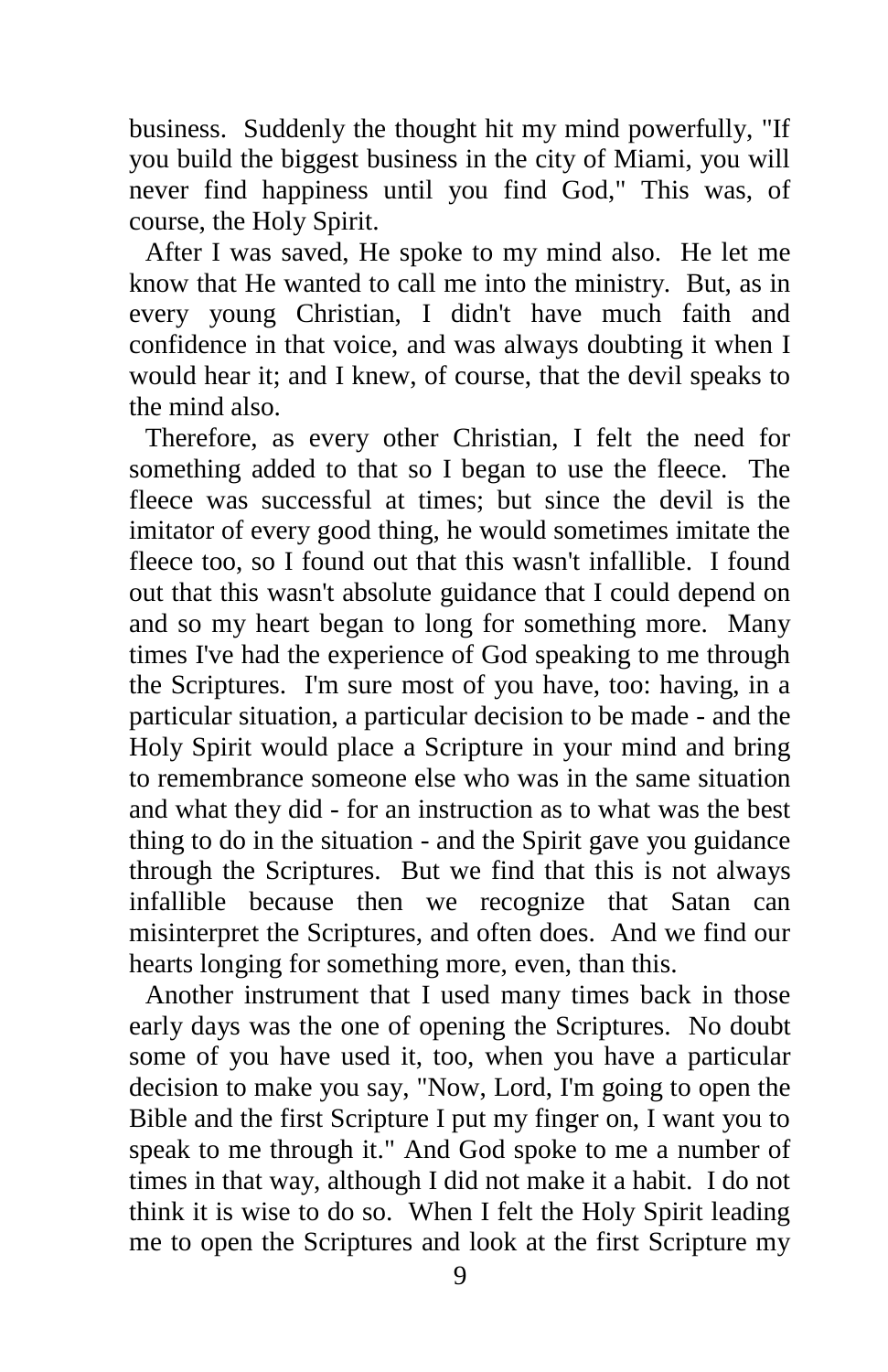business. Suddenly the thought hit my mind powerfully, "If you build the biggest business in the city of Miami, you will never find happiness until you find God," This was, of course, the Holy Spirit.

After I was saved, He spoke to my mind also. He let me know that He wanted to call me into the ministry. But, as in every young Christian, I didn't have much faith and confidence in that voice, and was always doubting it when I would hear it; and I knew, of course, that the devil speaks to the mind also.

Therefore, as every other Christian, I felt the need for something added to that so I began to use the fleece. The fleece was successful at times; but since the devil is the imitator of every good thing, he would sometimes imitate the fleece too, so I found out that this wasn't infallible. I found out that this wasn't absolute guidance that I could depend on and so my heart began to long for something more. Many times I've had the experience of God speaking to me through the Scriptures. I'm sure most of you have, too: having, in a particular situation, a particular decision to be made - and the Holy Spirit would place a Scripture in your mind and bring to remembrance someone else who was in the same situation and what they did - for an instruction as to what was the best thing to do in the situation - and the Spirit gave you guidance through the Scriptures. But we find that this is not always infallible because then we recognize that Satan can misinterpret the Scriptures, and often does. And we find our hearts longing for something more, even, than this.

Another instrument that I used many times back in those early days was the one of opening the Scriptures. No doubt some of you have used it, too, when you have a particular decision to make you say, "Now, Lord, I'm going to open the Bible and the first Scripture I put my finger on, I want you to speak to me through it." And God spoke to me a number of times in that way, although I did not make it a habit. I do not think it is wise to do so. When I felt the Holy Spirit leading me to open the Scriptures and look at the first Scripture my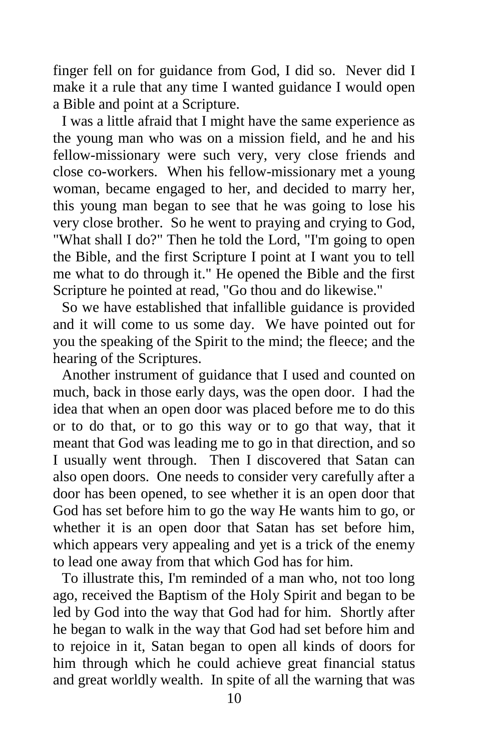finger fell on for guidance from God, I did so. Never did I make it a rule that any time I wanted guidance I would open a Bible and point at a Scripture.

I was a little afraid that I might have the same experience as the young man who was on a mission field, and he and his fellow-missionary were such very, very close friends and close co-workers. When his fellow-missionary met a young woman, became engaged to her, and decided to marry her, this young man began to see that he was going to lose his very close brother. So he went to praying and crying to God, "What shall I do?" Then he told the Lord, "I'm going to open the Bible, and the first Scripture I point at I want you to tell me what to do through it." He opened the Bible and the first Scripture he pointed at read, "Go thou and do likewise."

So we have established that infallible guidance is provided and it will come to us some day. We have pointed out for you the speaking of the Spirit to the mind; the fleece; and the hearing of the Scriptures.

Another instrument of guidance that I used and counted on much, back in those early days, was the open door. I had the idea that when an open door was placed before me to do this or to do that, or to go this way or to go that way, that it meant that God was leading me to go in that direction, and so I usually went through. Then I discovered that Satan can also open doors. One needs to consider very carefully after a door has been opened, to see whether it is an open door that God has set before him to go the way He wants him to go, or whether it is an open door that Satan has set before him, which appears very appealing and yet is a trick of the enemy to lead one away from that which God has for him.

To illustrate this, I'm reminded of a man who, not too long ago, received the Baptism of the Holy Spirit and began to be led by God into the way that God had for him. Shortly after he began to walk in the way that God had set before him and to rejoice in it, Satan began to open all kinds of doors for him through which he could achieve great financial status and great worldly wealth. In spite of all the warning that was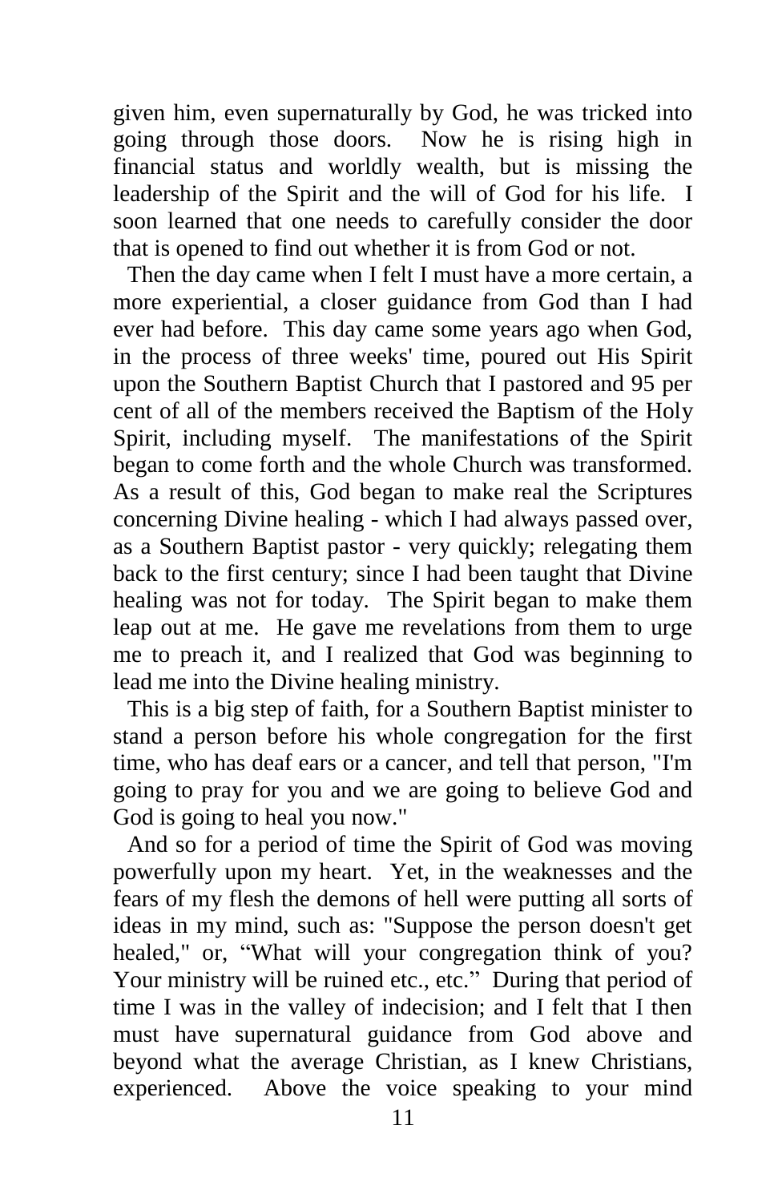given him, even supernaturally by God, he was tricked into going through those doors. Now he is rising high in financial status and worldly wealth, but is missing the leadership of the Spirit and the will of God for his life. I soon learned that one needs to carefully consider the door that is opened to find out whether it is from God or not.

Then the day came when I felt I must have a more certain, a more experiential, a closer guidance from God than I had ever had before. This day came some years ago when God, in the process of three weeks' time, poured out His Spirit upon the Southern Baptist Church that I pastored and 95 per cent of all of the members received the Baptism of the Holy Spirit, including myself. The manifestations of the Spirit began to come forth and the whole Church was transformed. As a result of this, God began to make real the Scriptures concerning Divine healing - which I had always passed over, as a Southern Baptist pastor - very quickly; relegating them back to the first century; since I had been taught that Divine healing was not for today. The Spirit began to make them leap out at me. He gave me revelations from them to urge me to preach it, and I realized that God was beginning to lead me into the Divine healing ministry.

This is a big step of faith, for a Southern Baptist minister to stand a person before his whole congregation for the first time, who has deaf ears or a cancer, and tell that person, "I'm going to pray for you and we are going to believe God and God is going to heal you now."

And so for a period of time the Spirit of God was moving powerfully upon my heart. Yet, in the weaknesses and the fears of my flesh the demons of hell were putting all sorts of ideas in my mind, such as: "Suppose the person doesn't get healed," or, "What will your congregation think of you? Your ministry will be ruined etc., etc." During that period of time I was in the valley of indecision; and I felt that I then must have supernatural guidance from God above and beyond what the average Christian, as I knew Christians, experienced. Above the voice speaking to your mind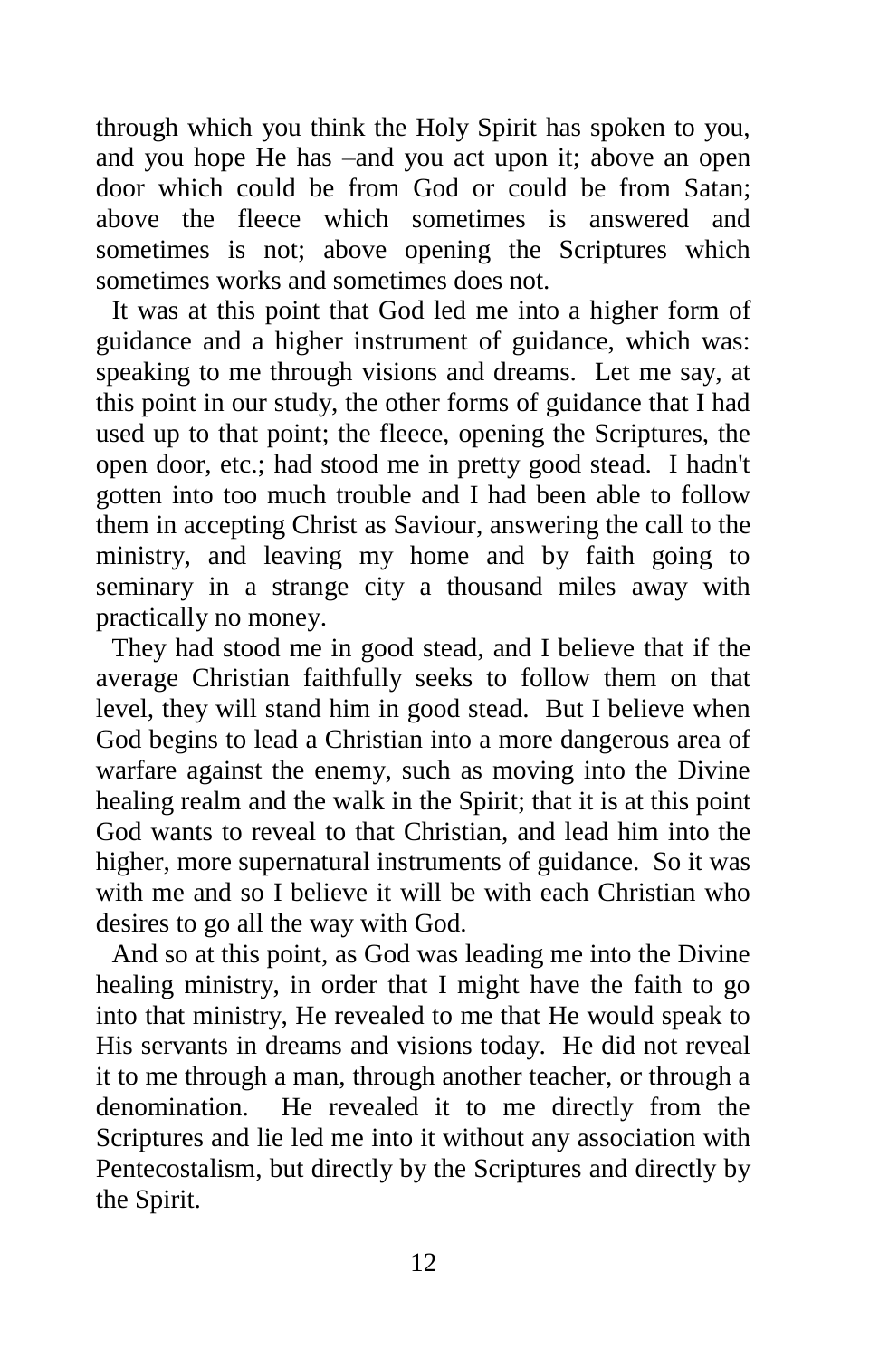through which you think the Holy Spirit has spoken to you, and you hope He has –and you act upon it; above an open door which could be from God or could be from Satan; above the fleece which sometimes is answered and sometimes is not; above opening the Scriptures which sometimes works and sometimes does not.

It was at this point that God led me into a higher form of guidance and a higher instrument of guidance, which was: speaking to me through visions and dreams. Let me say, at this point in our study, the other forms of guidance that I had used up to that point; the fleece, opening the Scriptures, the open door, etc.; had stood me in pretty good stead. I hadn't gotten into too much trouble and I had been able to follow them in accepting Christ as Saviour, answering the call to the ministry, and leaving my home and by faith going to seminary in a strange city a thousand miles away with practically no money.

They had stood me in good stead, and I believe that if the average Christian faithfully seeks to follow them on that level, they will stand him in good stead. But I believe when God begins to lead a Christian into a more dangerous area of warfare against the enemy, such as moving into the Divine healing realm and the walk in the Spirit; that it is at this point God wants to reveal to that Christian, and lead him into the higher, more supernatural instruments of guidance. So it was with me and so I believe it will be with each Christian who desires to go all the way with God.

And so at this point, as God was leading me into the Divine healing ministry, in order that I might have the faith to go into that ministry, He revealed to me that He would speak to His servants in dreams and visions today. He did not reveal it to me through a man, through another teacher, or through a denomination. He revealed it to me directly from the Scriptures and lie led me into it without any association with Pentecostalism, but directly by the Scriptures and directly by the Spirit.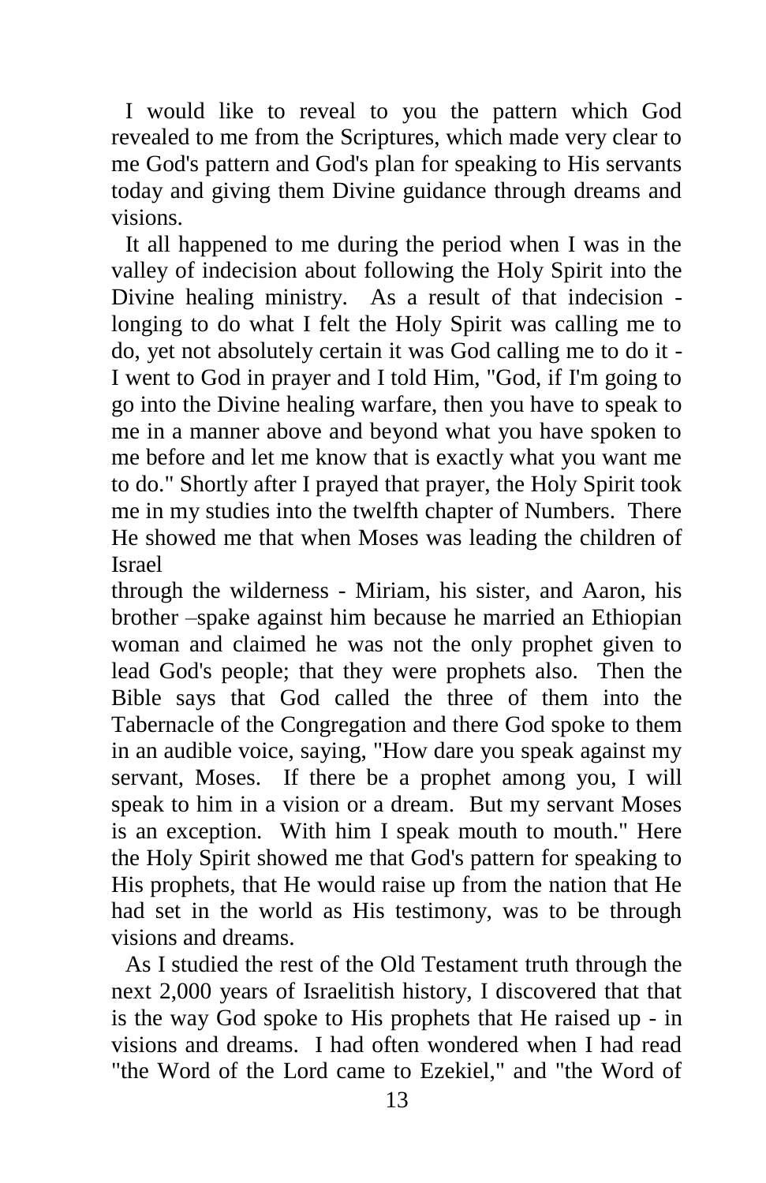I would like to reveal to you the pattern which God revealed to me from the Scriptures, which made very clear to me God's pattern and God's plan for speaking to His servants today and giving them Divine guidance through dreams and visions.

It all happened to me during the period when I was in the valley of indecision about following the Holy Spirit into the Divine healing ministry. As a result of that indecision - longing to do what I felt the Holy Spirit was calling me to do, yet not absolutely certain it was God calling me to do it - I went to God in prayer and I told Him, "God, if I'm going to go into the Divine healing warfare, then you have to speak to me in a manner above and beyond what you have spoken to me before and let me know that is exactly what you want me to do." Shortly after I prayed that prayer, the Holy Spirit took me in my studies into the twelfth chapter of Numbers. There He showed me that when Moses was leading the children of Israel through the wilderness - Miriam, his sister, and Aaron, his brother –spake against him because he married an Ethiopian woman and claimed he was not the only prophet given to lead God's people; that they were prophets also. Then the Bible says that God called the three of them into the Tabernacle of the Congregation and there God spoke to them in an audible voice, saying, "How dare you speak against my servant, Moses. If there be a prophet among you, I will speak to him in a vision or a dream. But my servant Moses is an exception. With him I speak mouth to mouth." Here the Holy Spirit showed me that God's pattern for speaking to His prophets, that He would raise up from the nation that He had set in the world as His testimony, was to be through visions and dreams.

As I studied the rest of the Old Testament truth through the next 2,000 years of Israelitish history, I discovered that that is the way God spoke to His prophets that He raised up - in visions and dreams. I had often wondered when I had read "the Word of the Lord came to Ezekiel," and "the Word of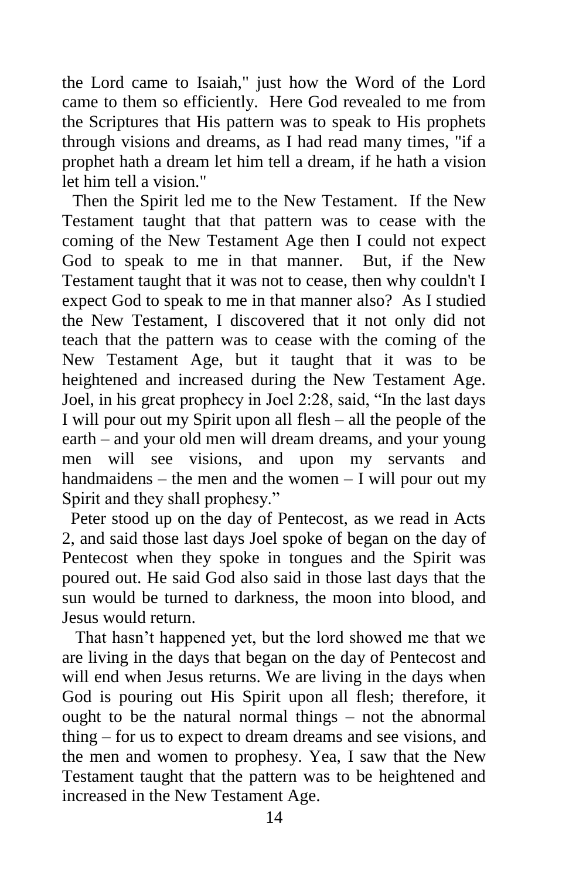the Lord came to Isaiah," just how the Word of the Lord came to them so efficiently. Here God revealed to me from the Scriptures that His pattern was to speak to His prophets through visions and dreams, as I had read many times, "if a prophet hath a dream let him tell a dream, if he hath a vision let him tell a vision."

Then the Spirit led me to the New Testament. If the New Testament taught that that pattern was to cease with the coming of the New Testament Age then I could not expect God to speak to me in that manner. But, if the New Testament taught that it was not to cease, then why couldn't I expect God to speak to me in that manner also? As I studied the New Testament, I discovered that it not only did not teach that the pattern was to cease with the coming of the New Testament Age, but it taught that it was to be heightened and increased during the New Testament Age. Joel, in his great prophecy in Joel 2:28, said, "In the last days I will pour out my Spirit upon all flesh – all the people of the earth – and your old men will dream dreams, and your young men will see visions, and upon my servants and handmaidens – the men and the women – I will pour out my Spirit and they shall prophesy."

Peter stood up on the day of Pentecost, as we read in Acts 2, and said those last days Joel spoke of began on the day of Pentecost when they spoke in tongues and the Spirit was poured out. He said God also said in those last days that the sun would be turned to darkness, the moon into blood, and Jesus would return.

That hasn't happened yet, but the lord showed me that we are living in the days that began on the day of Pentecost and will end when Jesus returns. We are living in the days when God is pouring out His Spirit upon all flesh; therefore, it ought to be the natural normal things – not the abnormal thing – for us to expect to dream dreams and see visions, and the men and women to prophesy. Yea, I saw that the New Testament taught that the pattern was to be heightened and increased in the New Testament Age.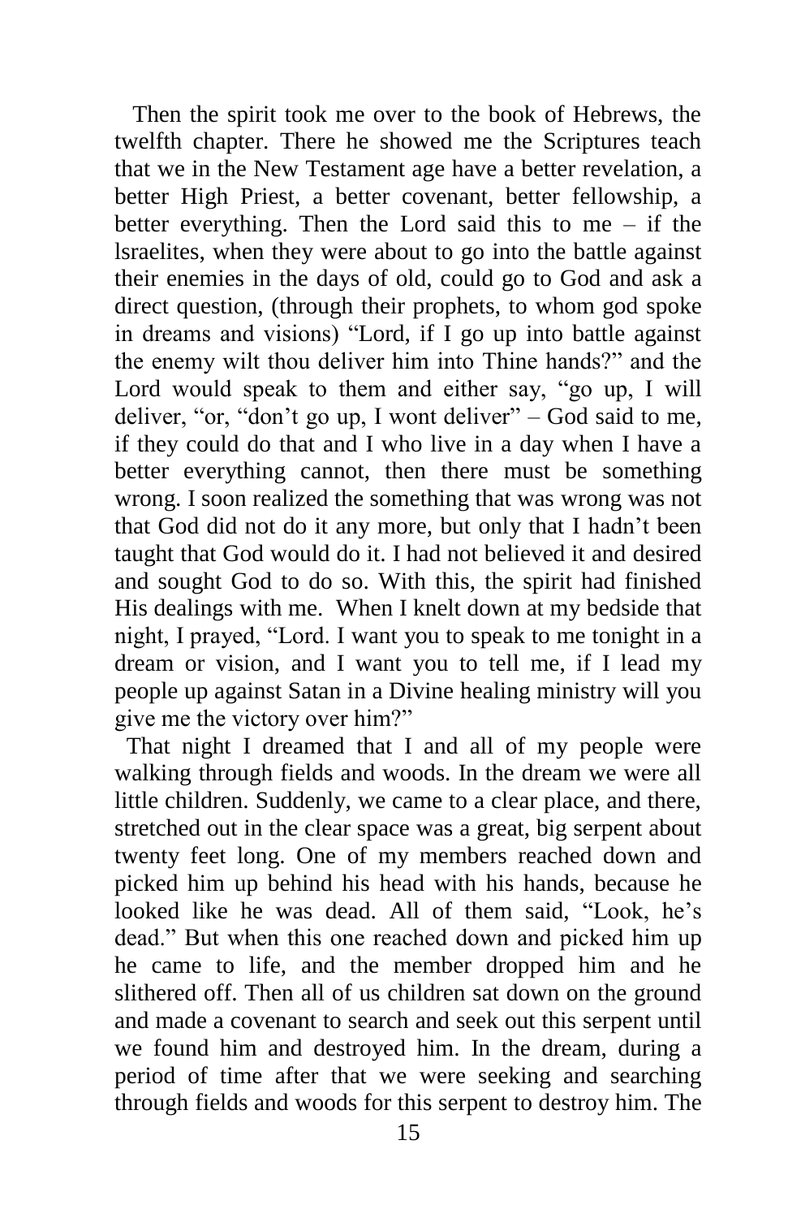Then the spirit took me over to the book of Hebrews, the twelfth chapter. There he showed me the Scriptures teach that we in the New Testament age have a better revelation, a better High Priest, a better covenant, better fellowship, a better everything. Then the Lord said this to me – if the lsraelites, when they were about to go into the battle against their enemies in the days of old, could go to God and ask a direct question, (through their prophets, to whom god spoke in dreams and visions) "Lord, if I go up into battle against the enemy wilt thou deliver him into Thine hands?" and the Lord would speak to them and either say, "go up, I will deliver, "or, "don't go up, I wont deliver" – God said to me, if they could do that and I who live in a day when I have a better everything cannot, then there must be something wrong. I soon realized the something that was wrong was not that God did not do it any more, but only that I hadn't been taught that God would do it. I had not believed it and desired and sought God to do so. With this, the spirit had finished His dealings with me. When I knelt down at my bedside that night, I prayed, "Lord. I want you to speak to me tonight in a dream or vision, and I want you to tell me, if I lead my people up against Satan in a Divine healing ministry will you give me the victory over him?"

That night I dreamed that I and all of my people were walking through fields and woods. In the dream we were all little children. Suddenly, we came to a clear place, and there, stretched out in the clear space was a great, big serpent about twenty feet long. One of my members reached down and picked him up behind his head with his hands, because he looked like he was dead. All of them said, "Look, he's dead." But when this one reached down and picked him up he came to life, and the member dropped him and he slithered off. Then all of us children sat down on the ground and made a covenant to search and seek out this serpent until we found him and destroyed him. In the dream, during a period of time after that we were seeking and searching through fields and woods for this serpent to destroy him. The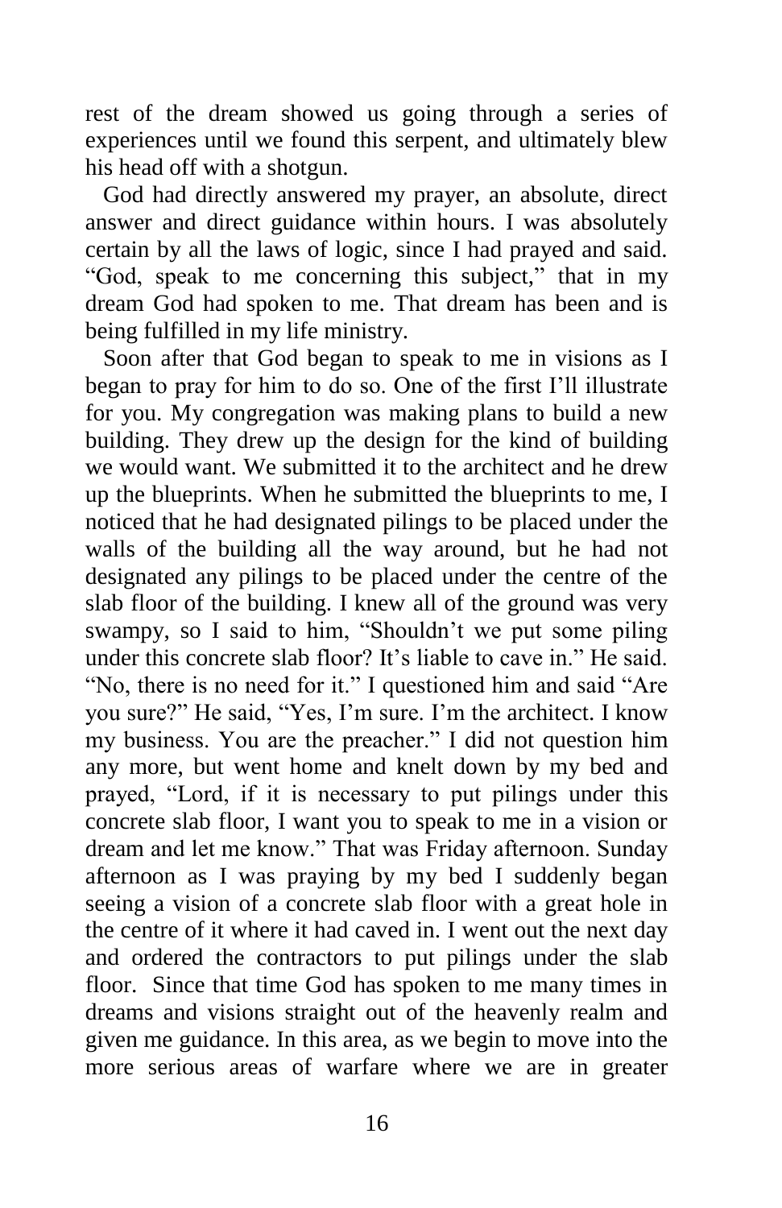rest of the dream showed us going through a series of experiences until we found this serpent, and ultimately blew his head off with a shotgun.

God had directly answered my prayer, an absolute, direct answer and direct guidance within hours. I was absolutely certain by all the laws of logic, since I had prayed and said. "God, speak to me concerning this subject," that in my dream God had spoken to me. That dream has been and is being fulfilled in my life ministry.

Soon after that God began to speak to me in visions as I began to pray for him to do so. One of the first I'll illustrate for you. My congregation was making plans to build a new building. They drew up the design for the kind of building we would want. We submitted it to the architect and he drew up the blueprints. When he submitted the blueprints to me, I noticed that he had designated pilings to be placed under the walls of the building all the way around, but he had not designated any pilings to be placed under the centre of the slab floor of the building. I knew all of the ground was very swampy, so I said to him, "Shouldn't we put some piling under this concrete slab floor? It's liable to cave in." He said. "No, there is no need for it." I questioned him and said "Are you sure?" He said, "Yes, I'm sure. I'm the architect. I know my business. You are the preacher." I did not question him any more, but went home and knelt down by my bed and prayed, "Lord, if it is necessary to put pilings under this concrete slab floor, I want you to speak to me in a vision or dream and let me know." That was Friday afternoon. Sunday afternoon as I was praying by my bed I suddenly began seeing a vision of a concrete slab floor with a great hole in the centre of it where it had caved in. I went out the next day and ordered the contractors to put pilings under the slab floor. Since that time God has spoken to me many times in dreams and visions straight out of the heavenly realm and given me guidance. In this area, as we begin to move into the more serious areas of warfare where we are in greater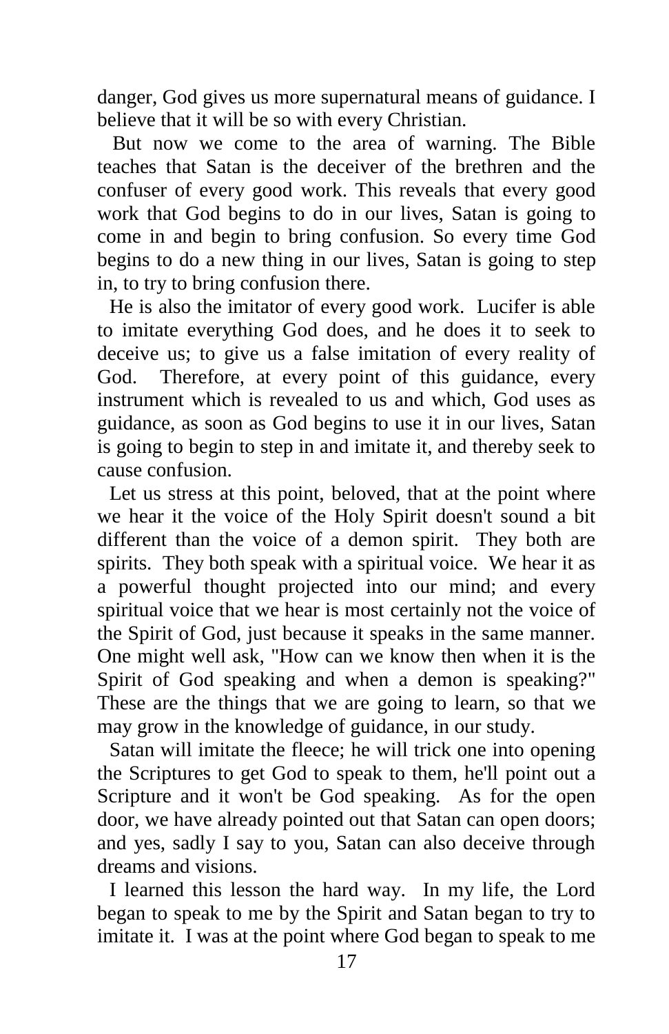danger, God gives us more supernatural means of guidance. I believe that it will be so with every Christian.

But now we come to the area of warning. The Bible teaches that Satan is the deceiver of the brethren and the confuser of every good work. This reveals that every good work that God begins to do in our lives, Satan is going to come in and begin to bring confusion. So every time God begins to do a new thing in our lives, Satan is going to step in, to try to bring confusion there.

He is also the imitator of every good work. Lucifer is able to imitate everything God does, and he does it to seek to deceive us; to give us a false imitation of every reality of God. Therefore, at every point of this guidance, every instrument which is revealed to us and which, God uses as guidance, as soon as God begins to use it in our lives, Satan is going to begin to step in and imitate it, and thereby seek to cause confusion.

Let us stress at this point, beloved, that at the point where we hear it the voice of the Holy Spirit doesn't sound a bit different than the voice of a demon spirit. They both are spirits. They both speak with a spiritual voice. We hear it as a powerful thought projected into our mind; and every spiritual voice that we hear is most certainly not the voice of the Spirit of God, just because it speaks in the same manner. One might well ask, "How can we know then when it is the Spirit of God speaking and when a demon is speaking?" These are the things that we are going to learn, so that we may grow in the knowledge of guidance, in our study.

Satan will imitate the fleece; he will trick one into opening the Scriptures to get God to speak to them, he'll point out a Scripture and it won't be God speaking. As for the open door, we have already pointed out that Satan can open doors; and yes, sadly I say to you, Satan can also deceive through dreams and visions.

I learned this lesson the hard way. In my life, the Lord began to speak to me by the Spirit and Satan began to try to imitate it. I was at the point where God began to speak to me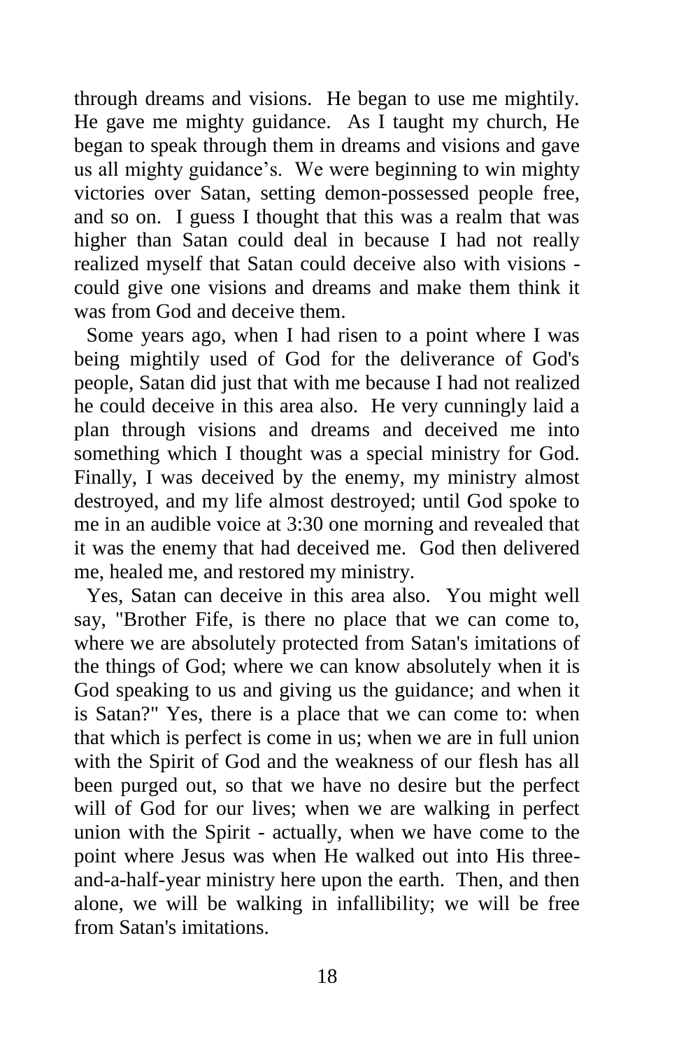through dreams and visions. He began to use me mightily. He gave me mighty guidance. As I taught my church, He began to speak through them in dreams and visions and gave us all mighty guidance's. We were beginning to win mighty victories over Satan, setting demon-possessed people free, and so on. I guess I thought that this was a realm that was higher than Satan could deal in because I had not really realized myself that Satan could deceive also with visions - could give one visions and dreams and make them think it was from God and deceive them.

Some years ago, when I had risen to a point where I was being mightily used of God for the deliverance of God's people, Satan did just that with me because I had not realized he could deceive in this area also. He very cunningly laid a plan through visions and dreams and deceived me into something which I thought was a special ministry for God. Finally, I was deceived by the enemy, my ministry almost destroyed, and my life almost destroyed; until God spoke to me in an audible voice at 3:30 one morning and revealed that it was the enemy that had deceived me. God then delivered me, healed me, and restored my ministry.

Yes, Satan can deceive in this area also. You might well say, "Brother Fife, is there no place that we can come to, where we are absolutely protected from Satan's imitations of the things of God; where we can know absolutely when it is God speaking to us and giving us the guidance; and when it is Satan?" Yes, there is a place that we can come to: when that which is perfect is come in us; when we are in full union with the Spirit of God and the weakness of our flesh has all been purged out, so that we have no desire but the perfect will of God for our lives; when we are walking in perfect union with the Spirit - actually, when we have come to the point where Jesus was when He walked out into His three-and-a-half-year ministry here upon the earth. Then, and then alone, we will be walking in infallibility; we will be free from Satan's imitations.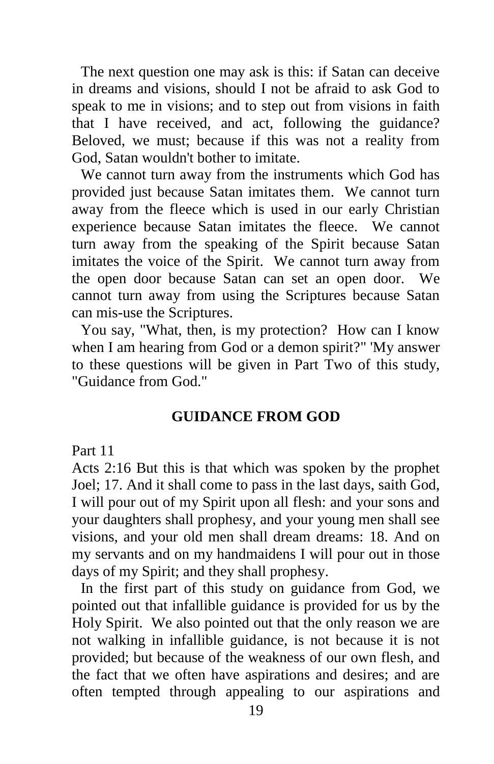The next question one may ask is this: if Satan can deceive in dreams and visions, should I not be afraid to ask God to speak to me in visions; and to step out from visions in faith that I have received, and act, following the guidance? Beloved, we must; because if this was not a reality from God, Satan wouldn't bother to imitate.

We cannot turn away from the instruments which God has provided just because Satan imitates them. We cannot turn away from the fleece which is used in our early Christian experience because Satan imitates the fleece. We cannot turn away from the speaking of the Spirit because Satan imitates the voice of the Spirit. We cannot turn away from the open door because Satan can set an open door. We cannot turn away from using the Scriptures because Satan can mis-use the Scriptures.

You say, "What, then, is my protection? How can I know when I am hearing from God or a demon spirit?" 'My answer to these questions will be given in Part Two of this study, "Guidance from God."

## GUIDANCE FROM GOD

Part 11

Acts 2:16 But this is that which was spoken by the prophet Joel; 17. And it shall come to pass in the last days, saith God, I will pour out of my Spirit upon all flesh: and your sons and your daughters shall prophesy, and your young men shall see visions, and your old men shall dream dreams: 18. And on my servants and on my handmaidens I will pour out in those days of my Spirit; and they shall prophesy.

In the first part of this study on guidance from God, we pointed out that infallible guidance is provided for us by the Holy Spirit. We also pointed out that the only reason we are not walking in infallible guidance, is not because it is not provided; but because of the weakness of our own flesh, and the fact that we often have aspirations and desires; and are often tempted through appealing to our aspirations and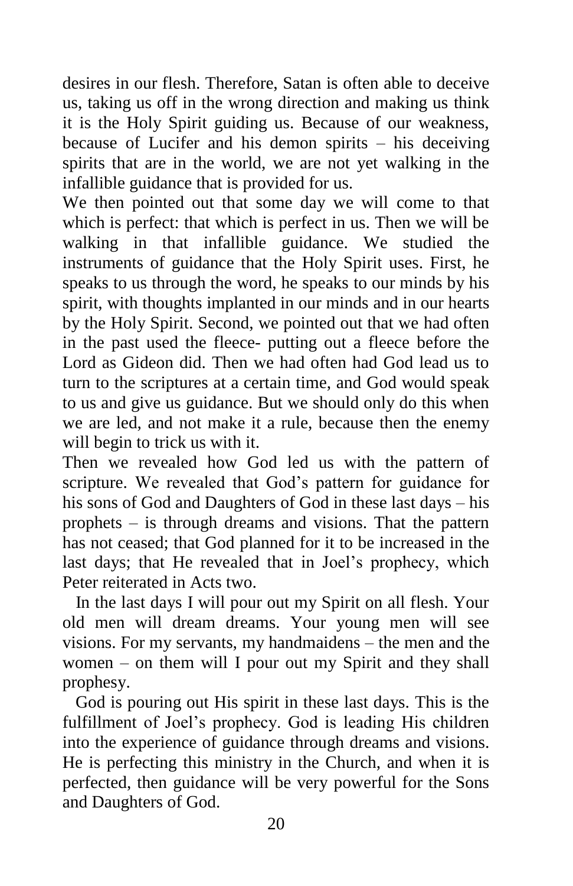desires in our flesh. Therefore, Satan is often able to deceive us, taking us off in the wrong direction and making us think it is the Holy Spirit guiding us. Because of our weakness, because of Lucifer and his demon spirits – his deceiving spirits that are in the world, we are not yet walking in the infallible guidance that is provided for us.

We then pointed out that some day we will come to that which is perfect: that which is perfect in us. Then we will be walking in that infallible guidance. We studied the instruments of guidance that the Holy Spirit uses. First, he speaks to us through the word, he speaks to our minds by his spirit, with thoughts implanted in our minds and in our hearts by the Holy Spirit. Second, we pointed out that we had often in the past used the fleece- putting out a fleece before the Lord as Gideon did. Then we had often had God lead us to turn to the scriptures at a certain time, and God would speak to us and give us guidance. But we should only do this when we are led, and not make it a rule, because then the enemy will begin to trick us with it.

Then we revealed how God led us with the pattern of scripture. We revealed that God's pattern for guidance for his sons of God and Daughters of God in these last days – his prophets – is through dreams and visions. That the pattern has not ceased; that God planned for it to be increased in the last days; that He revealed that in Joel's prophecy, which Peter reiterated in Acts two.

In the last days I will pour out my Spirit on all flesh. Your old men will dream dreams. Your young men will see visions. For my servants, my handmaidens – the men and the women – on them will I pour out my Spirit and they shall prophesy.

God is pouring out His spirit in these last days. This is the fulfillment of Joel's prophecy. God is leading His children into the experience of guidance through dreams and visions. He is perfecting this ministry in the Church, and when it is perfected, then guidance will be very powerful for the Sons and Daughters of God.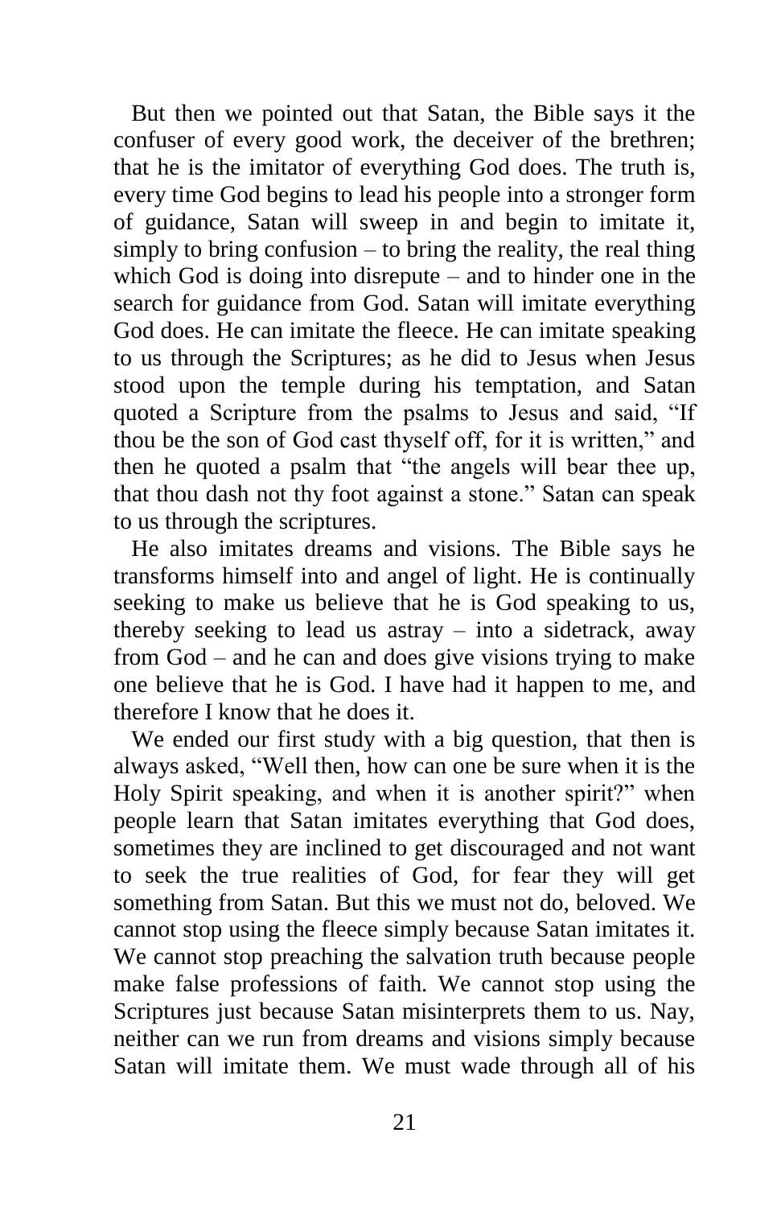But then we pointed out that Satan, the Bible says it the confuser of every good work, the deceiver of the brethren; that he is the imitator of everything God does. The truth is, every time God begins to lead his people into a stronger form of guidance, Satan will sweep in and begin to imitate it, simply to bring confusion – to bring the reality, the real thing which God is doing into disrepute – and to hinder one in the search for guidance from God. Satan will imitate everything God does. He can imitate the fleece. He can imitate speaking to us through the Scriptures; as he did to Jesus when Jesus stood upon the temple during his temptation, and Satan quoted a Scripture from the psalms to Jesus and said, "If thou be the son of God cast thyself off, for it is written," and then he quoted a psalm that "the angels will bear thee up, that thou dash not thy foot against a stone." Satan can speak to us through the scriptures.

He also imitates dreams and visions. The Bible says he transforms himself into and angel of light. He is continually seeking to make us believe that he is God speaking to us, thereby seeking to lead us astray – into a sidetrack, away from God – and he can and does give visions trying to make one believe that he is God. I have had it happen to me, and therefore I know that he does it.

We ended our first study with a big question, that then is always asked, "Well then, how can one be sure when it is the Holy Spirit speaking, and when it is another spirit?" when people learn that Satan imitates everything that God does, sometimes they are inclined to get discouraged and not want to seek the true realities of God, for fear they will get something from Satan. But this we must not do, beloved. We cannot stop using the fleece simply because Satan imitates it. We cannot stop preaching the salvation truth because people make false professions of faith. We cannot stop using the Scriptures just because Satan misinterprets them to us. Nay, neither can we run from dreams and visions simply because Satan will imitate them. We must wade through all of his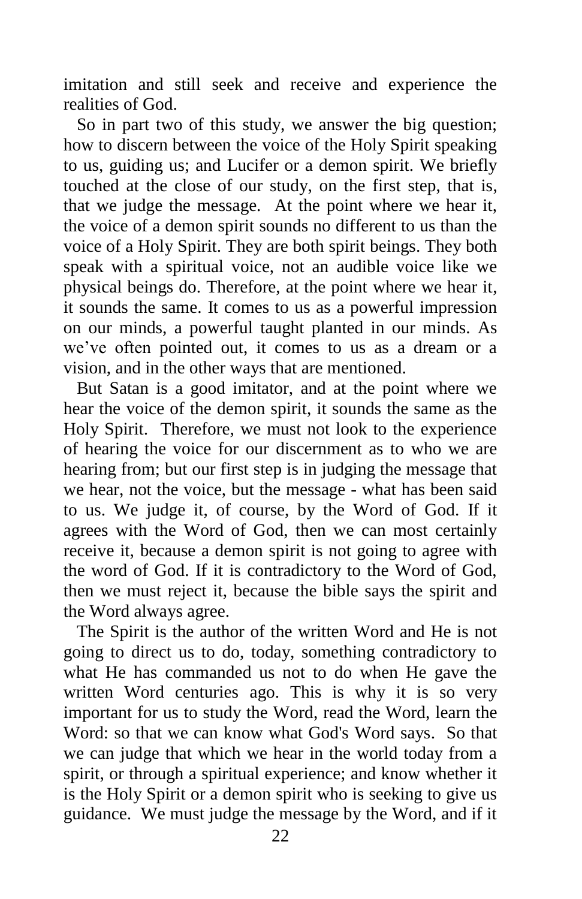imitation and still seek and receive and experience the realities of God.

So in part two of this study, we answer the big question; how to discern between the voice of the Holy Spirit speaking to us, guiding us; and Lucifer or a demon spirit. We briefly touched at the close of our study, on the first step, that is, that we judge the message. At the point where we hear it, the voice of a demon spirit sounds no different to us than the voice of a Holy Spirit. They are both spirit beings. They both speak with a spiritual voice, not an audible voice like we physical beings do. Therefore, at the point where we hear it, it sounds the same. It comes to us as a powerful impression on our minds, a powerful taught planted in our minds. As we've often pointed out, it comes to us as a dream or a vision, and in the other ways that are mentioned.

But Satan is a good imitator, and at the point where we hear the voice of the demon spirit, it sounds the same as the Holy Spirit. Therefore, we must not look to the experience of hearing the voice for our discernment as to who we are hearing from; but our first step is in judging the message that we hear, not the voice, but the message - what has been said to us. We judge it, of course, by the Word of God. If it agrees with the Word of God, then we can most certainly receive it, because a demon spirit is not going to agree with the word of God. If it is contradictory to the Word of God, then we must reject it, because the bible says the spirit and the Word always agree.

The Spirit is the author of the written Word and He is not going to direct us to do, today, something contradictory to what He has commanded us not to do when He gave the written Word centuries ago. This is why it is so very important for us to study the Word, read the Word, learn the Word: so that we can know what God's Word says. So that we can judge that which we hear in the world today from a spirit, or through a spiritual experience; and know whether it is the Holy Spirit or a demon spirit who is seeking to give us guidance. We must judge the message by the Word, and if it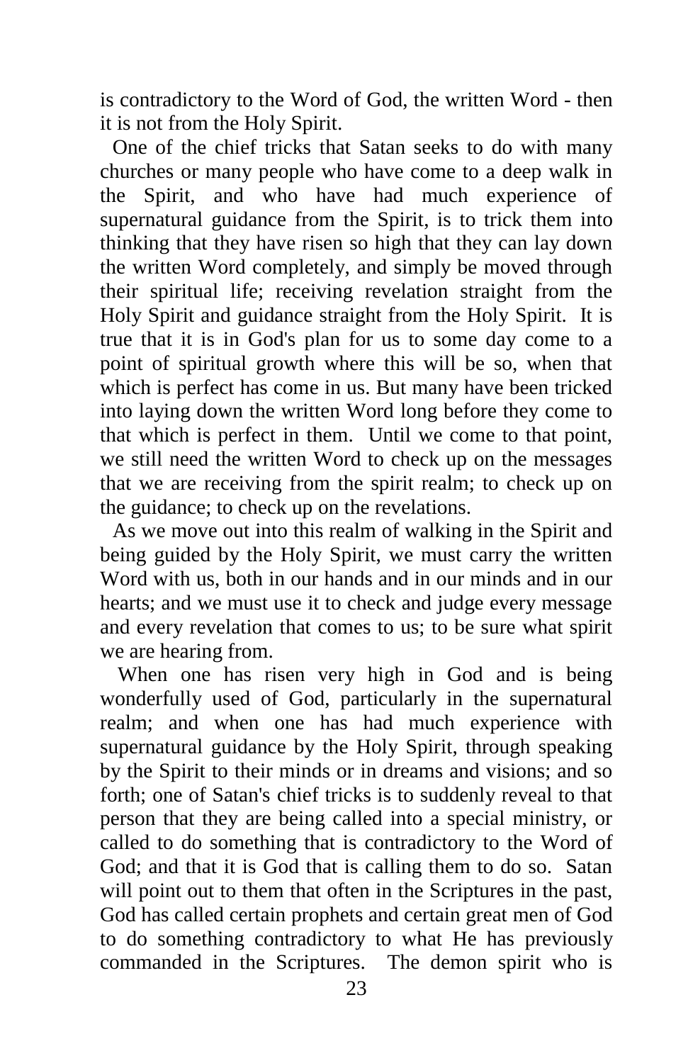is contradictory to the Word of God, the written Word - then it is not from the Holy Spirit.

One of the chief tricks that Satan seeks to do with many churches or many people who have come to a deep walk in the Spirit, and who have had much experience of supernatural guidance from the Spirit, is to trick them into thinking that they have risen so high that they can lay down the written Word completely, and simply be moved through their spiritual life; receiving revelation straight from the Holy Spirit and guidance straight from the Holy Spirit. It is true that it is in God's plan for us to some day come to a point of spiritual growth where this will be so, when that which is perfect has come in us. But many have been tricked into laying down the written Word long before they come to that which is perfect in them. Until we come to that point, we still need the written Word to check up on the messages that we are receiving from the spirit realm; to check up on the guidance; to check up on the revelations.

As we move out into this realm of walking in the Spirit and being guided by the Holy Spirit, we must carry the written Word with us, both in our hands and in our minds and in our hearts; and we must use it to check and judge every message and every revelation that comes to us; to be sure what spirit we are hearing from.

When one has risen very high in God and is being wonderfully used of God, particularly in the supernatural realm; and when one has had much experience with supernatural guidance by the Holy Spirit, through speaking by the Spirit to their minds or in dreams and visions; and so forth; one of Satan's chief tricks is to suddenly reveal to that person that they are being called into a special ministry, or called to do something that is contradictory to the Word of God; and that it is God that is calling them to do so. Satan will point out to them that often in the Scriptures in the past, God has called certain prophets and certain great men of God to do something contradictory to what He has previously commanded in the Scriptures. The demon spirit who is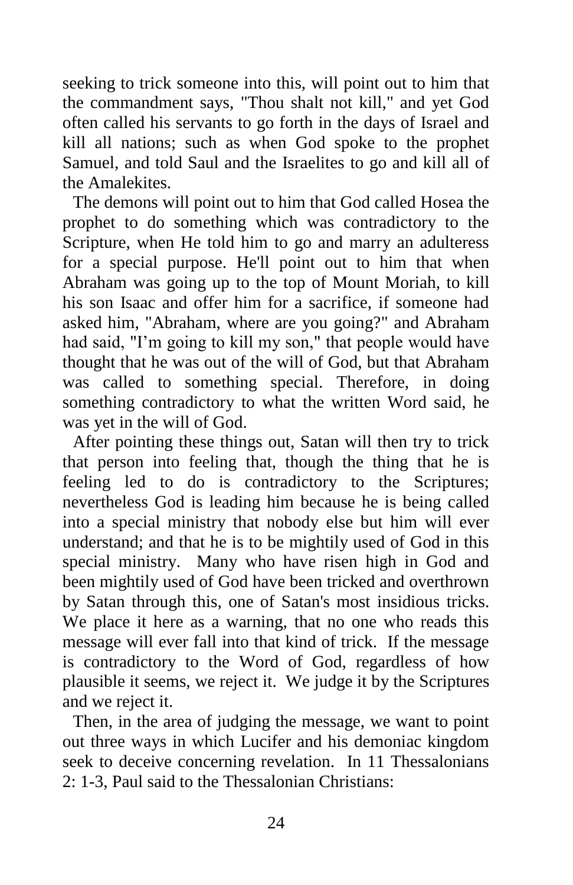seeking to trick someone into this, will point out to him that the commandment says, "Thou shalt not kill," and yet God often called his servants to go forth in the days of Israel and kill all nations; such as when God spoke to the prophet Samuel, and told Saul and the Israelites to go and kill all of the Amalekites.

The demons will point out to him that God called Hosea the prophet to do something which was contradictory to the Scripture, when He told him to go and marry an adulteress for a special purpose. He'll point out to him that when Abraham was going up to the top of Mount Moriah, to kill his son Isaac and offer him for a sacrifice, if someone had asked him, "Abraham, where are you going?" and Abraham had said, "I'm going to kill my son," that people would have thought that he was out of the will of God, but that Abraham was called to something special. Therefore, in doing something contradictory to what the written Word said, he was yet in the will of God.

After pointing these things out, Satan will then try to trick that person into feeling that, though the thing that he is feeling led to do is contradictory to the Scriptures; nevertheless God is leading him because he is being called into a special ministry that nobody else but him will ever understand; and that he is to be mightily used of God in this special ministry. Many who have risen high in God and been mightily used of God have been tricked and overthrown by Satan through this, one of Satan's most insidious tricks. We place it here as a warning, that no one who reads this message will ever fall into that kind of trick. If the message is contradictory to the Word of God, regardless of how plausible it seems, we reject it. We judge it by the Scriptures and we reject it.

Then, in the area of judging the message, we want to point out three ways in which Lucifer and his demoniac kingdom seek to deceive concerning revelation. In 11 Thessalonians 2: 1-3, Paul said to the Thessalonian Christians: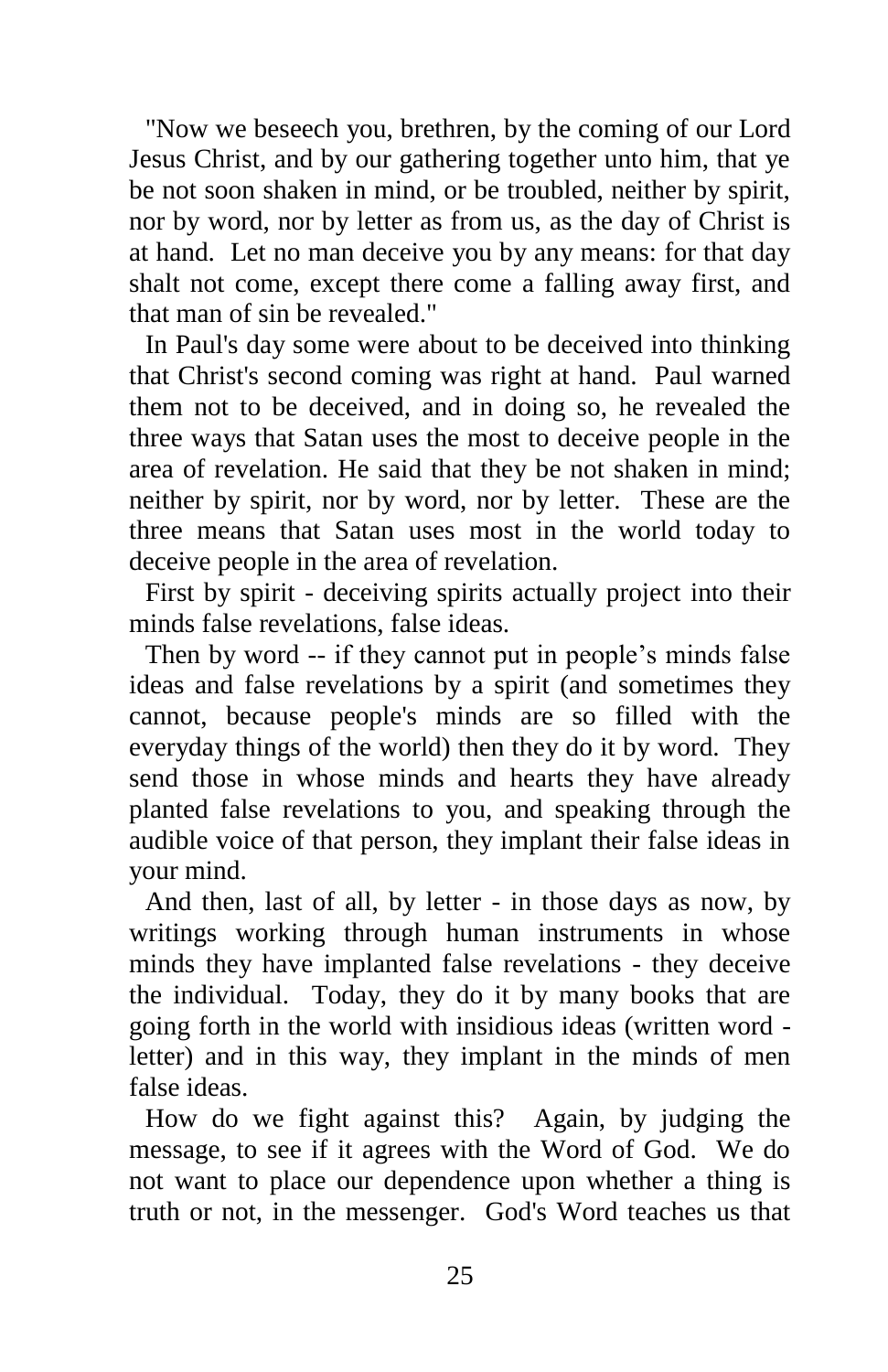"Now we beseech you, brethren, by the coming of our Lord Jesus Christ, and by our gathering together unto him, that ye be not soon shaken in mind, or be troubled, neither by spirit, nor by word, nor by letter as from us, as the day of Christ is at hand. Let no man deceive you by any means: for that day shalt not come, except there come a falling away first, and that man of sin be revealed."

In Paul's day some were about to be deceived into thinking that Christ's second coming was right at hand. Paul warned them not to be deceived, and in doing so, he revealed the three ways that Satan uses the most to deceive people in the area of revelation. He said that they be not shaken in mind; neither by spirit, nor by word, nor by letter. These are the three means that Satan uses most in the world today to deceive people in the area of revelation.

First by spirit - deceiving spirits actually project into their minds false revelations, false ideas.

Then by word -- if they cannot put in people's minds false ideas and false revelations by a spirit (and sometimes they cannot, because people's minds are so filled with the everyday things of the world) then they do it by word. They send those in whose minds and hearts they have already planted false revelations to you, and speaking through the audible voice of that person, they implant their false ideas in your mind.

And then, last of all, by letter - in those days as now, by writings working through human instruments in whose minds they have implanted false revelations - they deceive the individual. Today, they do it by many books that are going forth in the world with insidious ideas (written word - letter) and in this way, they implant in the minds of men false ideas.

How do we fight against this? Again, by judging the message, to see if it agrees with the Word of God. We do not want to place our dependence upon whether a thing is truth or not, in the messenger. God's Word teaches us that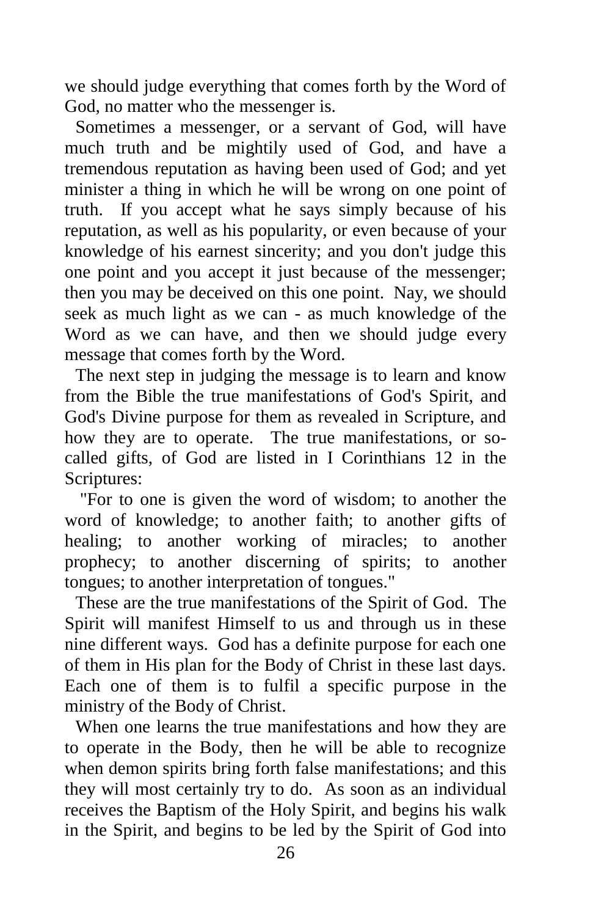we should judge everything that comes forth by the Word of God, no matter who the messenger is.

Sometimes a messenger, or a servant of God, will have much truth and be mightily used of God, and have a tremendous reputation as having been used of God; and yet minister a thing in which he will be wrong on one point of truth. If you accept what he says simply because of his reputation, as well as his popularity, or even because of your knowledge of his earnest sincerity; and you don't judge this one point and you accept it just because of the messenger; then you may be deceived on this one point. Nay, we should seek as much light as we can - as much knowledge of the Word as we can have, and then we should judge every message that comes forth by the Word.

The next step in judging the message is to learn and know from the Bible the true manifestations of God's Spirit, and God's Divine purpose for them as revealed in Scripture, and how they are to operate. The true manifestations, or so-called gifts, of God are listed in I Corinthians 12 in the Scriptures:

"For to one is given the word of wisdom; to another the word of knowledge; to another faith; to another gifts of healing; to another working of miracles; to another prophecy; to another discerning of spirits; to another tongues; to another interpretation of tongues."

These are the true manifestations of the Spirit of God. The Spirit will manifest Himself to us and through us in these nine different ways. God has a definite purpose for each one of them in His plan for the Body of Christ in these last days. Each one of them is to fulfil a specific purpose in the ministry of the Body of Christ.

When one learns the true manifestations and how they are to operate in the Body, then he will be able to recognize when demon spirits bring forth false manifestations; and this they will most certainly try to do. As soon as an individual receives the Baptism of the Holy Spirit, and begins his walk in the Spirit, and begins to be led by the Spirit of God into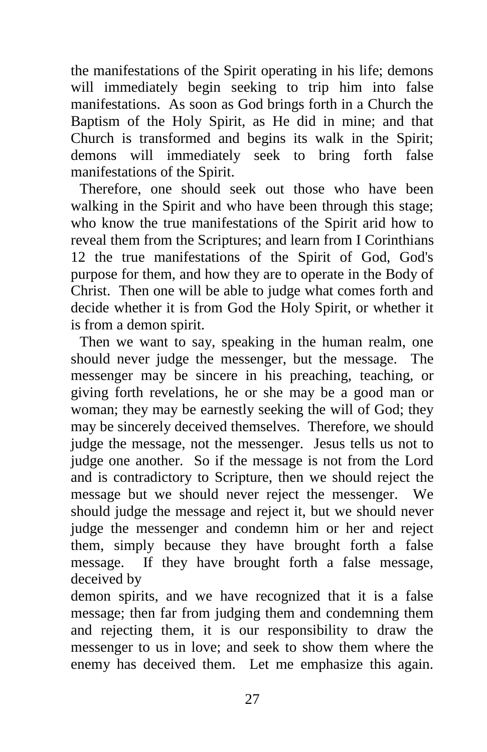the manifestations of the Spirit operating in his life; demons will immediately begin seeking to trip him into false manifestations. As soon as God brings forth in a Church the Baptism of the Holy Spirit, as He did in mine; and that Church is transformed and begins its walk in the Spirit; demons will immediately seek to bring forth false manifestations of the Spirit.

Therefore, one should seek out those who have been walking in the Spirit and who have been through this stage; who know the true manifestations of the Spirit arid how to reveal them from the Scriptures; and learn from I Corinthians 12 the true manifestations of the Spirit of God, God's purpose for them, and how they are to operate in the Body of Christ. Then one will be able to judge what comes forth and decide whether it is from God the Holy Spirit, or whether it is from a demon spirit.

Then we want to say, speaking in the human realm, one should never judge the messenger, but the message. The messenger may be sincere in his preaching, teaching, or giving forth revelations, he or she may be a good man or woman; they may be earnestly seeking the will of God; they may be sincerely deceived themselves. Therefore, we should judge the message, not the messenger. Jesus tells us not to judge one another. So if the message is not from the Lord and is contradictory to Scripture, then we should reject the message but we should never reject the messenger. We should judge the message and reject it, but we should never judge the messenger and condemn him or her and reject them, simply because they have brought forth a false message. If they have brought forth a false message, deceived by demon spirits, and we have recognized that it is a false message; then far from judging them and condemning them and rejecting them, it is our responsibility to draw the messenger to us in love; and seek to show them where the enemy has deceived them. Let me emphasize this again.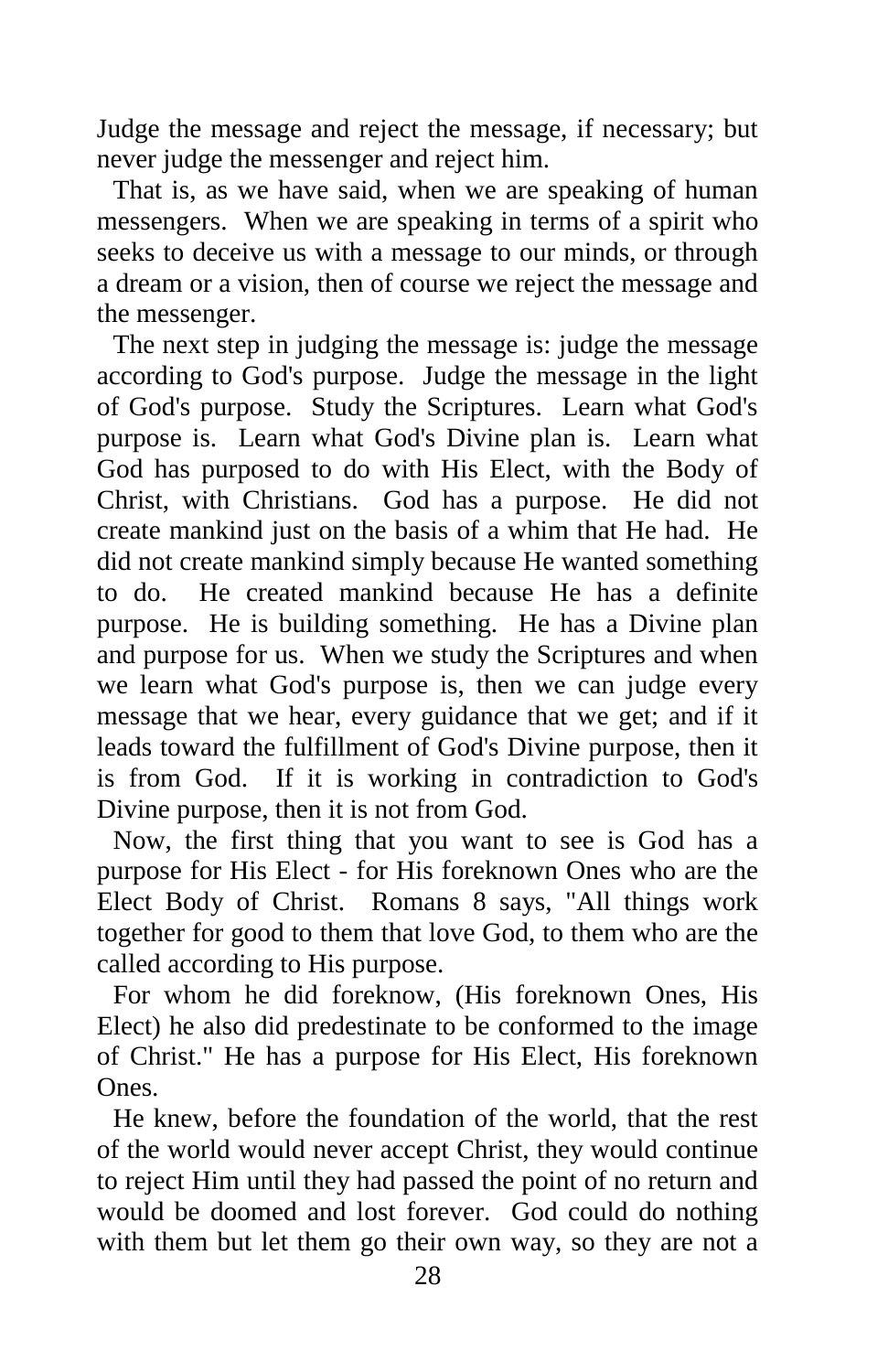Judge the message and reject the message, if necessary; but never judge the messenger and reject him.

That is, as we have said, when we are speaking of human messengers. When we are speaking in terms of a spirit who seeks to deceive us with a message to our minds, or through a dream or a vision, then of course we reject the message and the messenger.

The next step in judging the message is: judge the message according to God's purpose. Judge the message in the light of God's purpose. Study the Scriptures. Learn what God's purpose is. Learn what God's Divine plan is. Learn what God has purposed to do with His Elect, with the Body of Christ, with Christians. God has a purpose. He did not create mankind just on the basis of a whim that He had. He did not create mankind simply because He wanted something to do. He created mankind because He has a definite purpose. He is building something. He has a Divine plan and purpose for us. When we study the Scriptures and when we learn what God's purpose is, then we can judge every message that we hear, every guidance that we get; and if it leads toward the fulfillment of God's Divine purpose, then it is from God. If it is working in contradiction to God's Divine purpose, then it is not from God.

Now, the first thing that you want to see is God has a purpose for His Elect - for His foreknown Ones who are the Elect Body of Christ. Romans 8 says, "All things work together for good to them that love God, to them who are the called according to His purpose.

For whom he did foreknow, (His foreknown Ones, His Elect) he also did predestinate to be conformed to the image of Christ." He has a purpose for His Elect, His foreknown Ones.

He knew, before the foundation of the world, that the rest of the world would never accept Christ, they would continue to reject Him until they had passed the point of no return and would be doomed and lost forever. God could do nothing with them but let them go their own way, so they are not a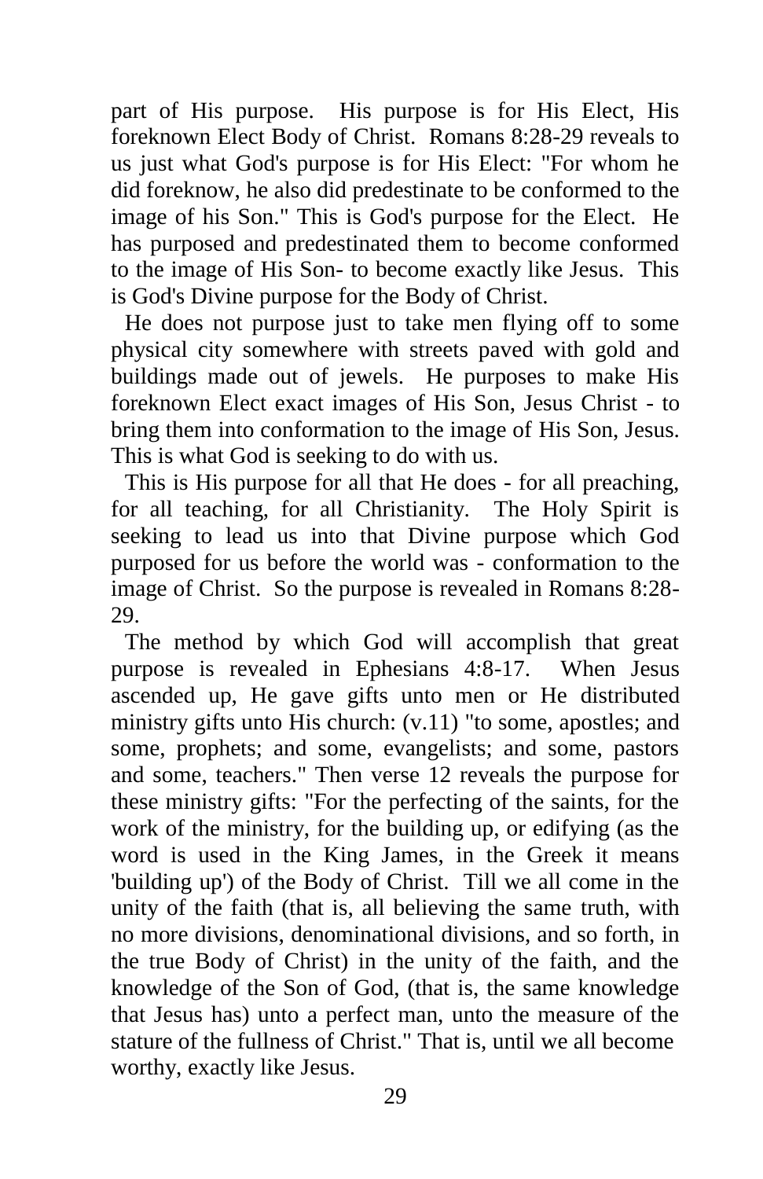part of His purpose. His purpose is for His Elect, His foreknown Elect Body of Christ. Romans 8:28-29 reveals to us just what God's purpose is for His Elect: "For whom he did foreknow, he also did predestinate to be conformed to the image of his Son." This is God's purpose for the Elect. He has purposed and predestinated them to become conformed to the image of His Son- to become exactly like Jesus. This is God's Divine purpose for the Body of Christ.

He does not purpose just to take men flying off to some physical city somewhere with streets paved with gold and buildings made out of jewels. He purposes to make His foreknown Elect exact images of His Son, Jesus Christ - to bring them into conformation to the image of His Son, Jesus. This is what God is seeking to do with us.

This is His purpose for all that He does - for all preaching, for all teaching, for all Christianity. The Holy Spirit is seeking to lead us into that Divine purpose which God purposed for us before the world was - conformation to the image of Christ. So the purpose is revealed in Romans 8:28-29.

The method by which God will accomplish that great purpose is revealed in Ephesians 4:8-17. When Jesus ascended up, He gave gifts unto men or He distributed ministry gifts unto His church: (v.11) "to some, apostles; and some, prophets; and some, evangelists; and some, pastors and some, teachers." Then verse 12 reveals the purpose for these ministry gifts: "For the perfecting of the saints, for the work of the ministry, for the building up, or edifying (as the word is used in the King James, in the Greek it means 'building up') of the Body of Christ. Till we all come in the unity of the faith (that is, all believing the same truth, with no more divisions, denominational divisions, and so forth, in the true Body of Christ) in the unity of the faith, and the knowledge of the Son of God, (that is, the same knowledge that Jesus has) unto a perfect man, unto the measure of the stature of the fullness of Christ." That is, until we all become worthy, exactly like Jesus.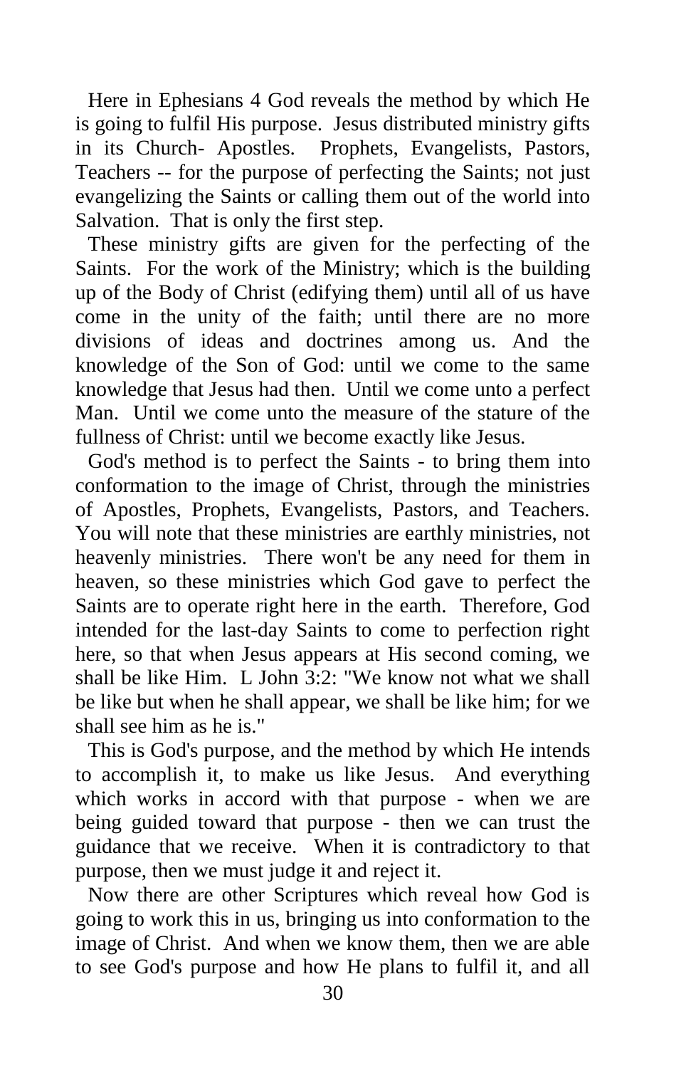Here in Ephesians 4 God reveals the method by which He is going to fulfil His purpose. Jesus distributed ministry gifts in its Church- Apostles. Prophets, Evangelists, Pastors, Teachers -- for the purpose of perfecting the Saints; not just evangelizing the Saints or calling them out of the world into Salvation. That is only the first step.

These ministry gifts are given for the perfecting of the Saints. For the work of the Ministry; which is the building up of the Body of Christ (edifying them) until all of us have come in the unity of the faith; until there are no more divisions of ideas and doctrines among us. And the knowledge of the Son of God: until we come to the same knowledge that Jesus had then. Until we come unto a perfect Man. Until we come unto the measure of the stature of the fullness of Christ: until we become exactly like Jesus.

God's method is to perfect the Saints - to bring them into conformation to the image of Christ, through the ministries of Apostles, Prophets, Evangelists, Pastors, and Teachers. You will note that these ministries are earthly ministries, not heavenly ministries. There won't be any need for them in heaven, so these ministries which God gave to perfect the Saints are to operate right here in the earth. Therefore, God intended for the last-day Saints to come to perfection right here, so that when Jesus appears at His second coming, we shall be like Him. L John 3:2: "We know not what we shall be like but when he shall appear, we shall be like him; for we shall see him as he is."

This is God's purpose, and the method by which He intends to accomplish it, to make us like Jesus. And everything which works in accord with that purpose - when we are being guided toward that purpose - then we can trust the guidance that we receive. When it is contradictory to that purpose, then we must judge it and reject it.

Now there are other Scriptures which reveal how God is going to work this in us, bringing us into conformation to the image of Christ. And when we know them, then we are able to see God's purpose and how He plans to fulfil it, and all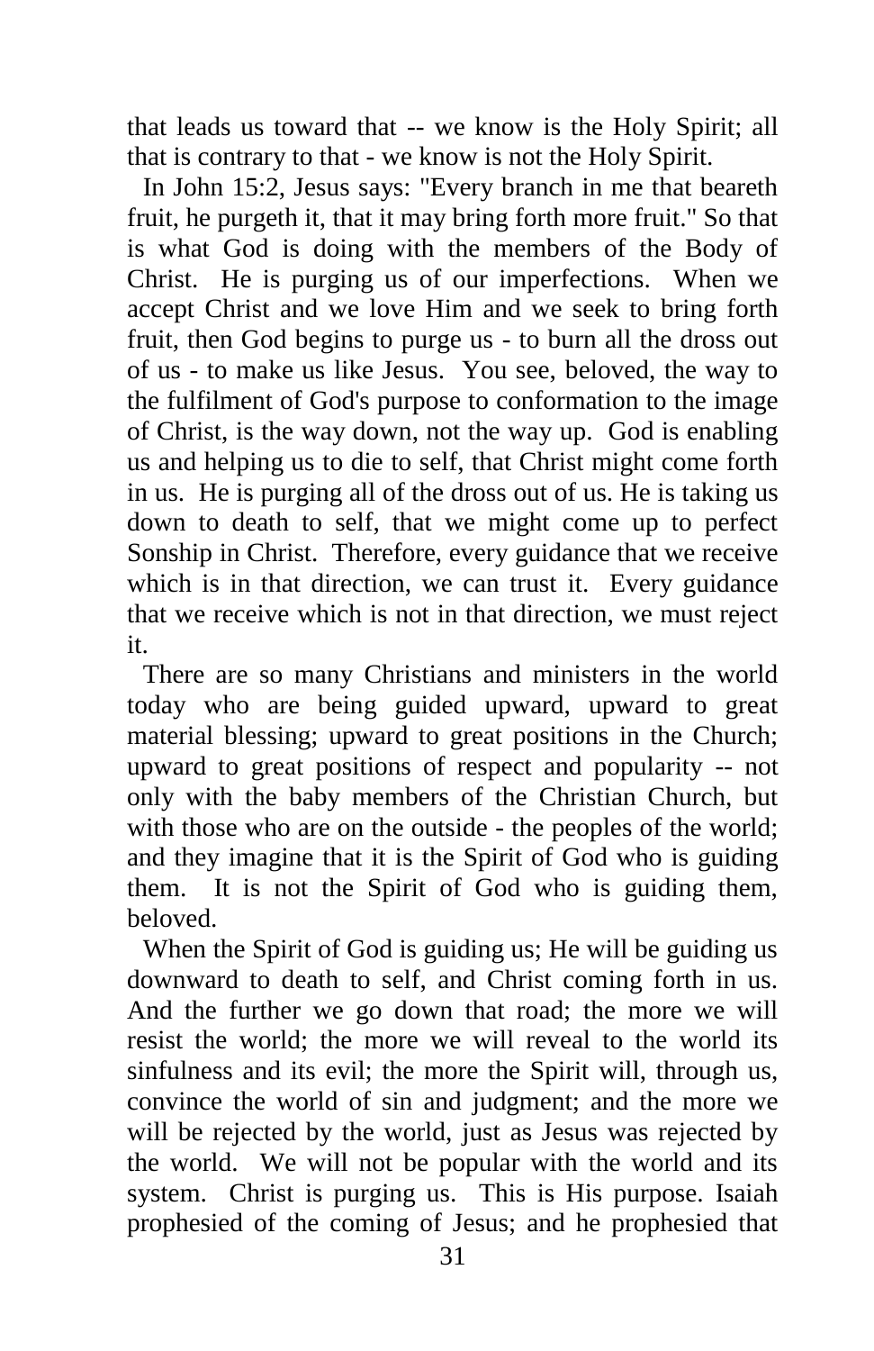that leads us toward that -- we know is the Holy Spirit; all that is contrary to that - we know is not the Holy Spirit.

In John 15:2, Jesus says: "Every branch in me that beareth fruit, he purgeth it, that it may bring forth more fruit." So that is what God is doing with the members of the Body of Christ. He is purging us of our imperfections. When we accept Christ and we love Him and we seek to bring forth fruit, then God begins to purge us - to burn all the dross out of us - to make us like Jesus. You see, beloved, the way to the fulfilment of God's purpose to conformation to the image of Christ, is the way down, not the way up. God is enabling us and helping us to die to self, that Christ might come forth in us. He is purging all of the dross out of us. He is taking us down to death to self, that we might come up to perfect Sonship in Christ. Therefore, every guidance that we receive which is in that direction, we can trust it. Every guidance that we receive which is not in that direction, we must reject it.

There are so many Christians and ministers in the world today who are being guided upward, upward to great material blessing; upward to great positions in the Church; upward to great positions of respect and popularity -- not only with the baby members of the Christian Church, but with those who are on the outside - the peoples of the world; and they imagine that it is the Spirit of God who is guiding them. It is not the Spirit of God who is guiding them, beloved.

When the Spirit of God is guiding us; He will be guiding us downward to death to self, and Christ coming forth in us. And the further we go down that road; the more we will resist the world; the more we will reveal to the world its sinfulness and its evil; the more the Spirit will, through us, convince the world of sin and judgment; and the more we will be rejected by the world, just as Jesus was rejected by the world. We will not be popular with the world and its system. Christ is purging us. This is His purpose. Isaiah prophesied of the coming of Jesus; and he prophesied that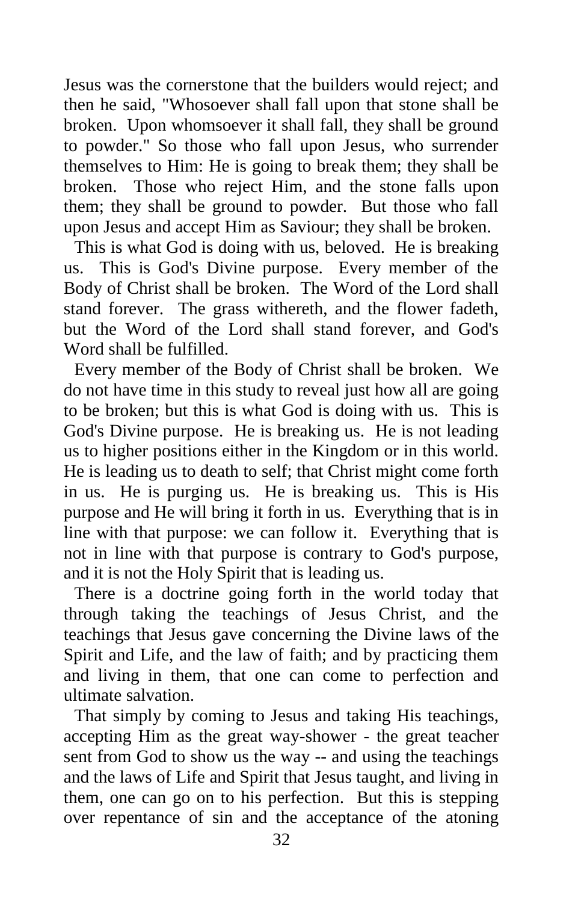Jesus was the cornerstone that the builders would reject; and then he said, "Whosoever shall fall upon that stone shall be broken. Upon whomsoever it shall fall, they shall be ground to powder." So those who fall upon Jesus, who surrender themselves to Him: He is going to break them; they shall be broken. Those who reject Him, and the stone falls upon them; they shall be ground to powder. But those who fall upon Jesus and accept Him as Saviour; they shall be broken.

This is what God is doing with us, beloved. He is breaking us. This is God's Divine purpose. Every member of the Body of Christ shall be broken. The Word of the Lord shall stand forever. The grass withereth, and the flower fadeth, but the Word of the Lord shall stand forever, and God's Word shall be fulfilled.

Every member of the Body of Christ shall be broken. We do not have time in this study to reveal just how all are going to be broken; but this is what God is doing with us. This is God's Divine purpose. He is breaking us. He is not leading us to higher positions either in the Kingdom or in this world. He is leading us to death to self; that Christ might come forth in us. He is purging us. He is breaking us. This is His purpose and He will bring it forth in us. Everything that is in line with that purpose: we can follow it. Everything that is not in line with that purpose is contrary to God's purpose, and it is not the Holy Spirit that is leading us.

There is a doctrine going forth in the world today that through taking the teachings of Jesus Christ, and the teachings that Jesus gave concerning the Divine laws of the Spirit and Life, and the law of faith; and by practicing them and living in them, that one can come to perfection and ultimate salvation.

That simply by coming to Jesus and taking His teachings, accepting Him as the great way-shower - the great teacher sent from God to show us the way -- and using the teachings and the laws of Life and Spirit that Jesus taught, and living in them, one can go on to his perfection. But this is stepping over repentance of sin and the acceptance of the atoning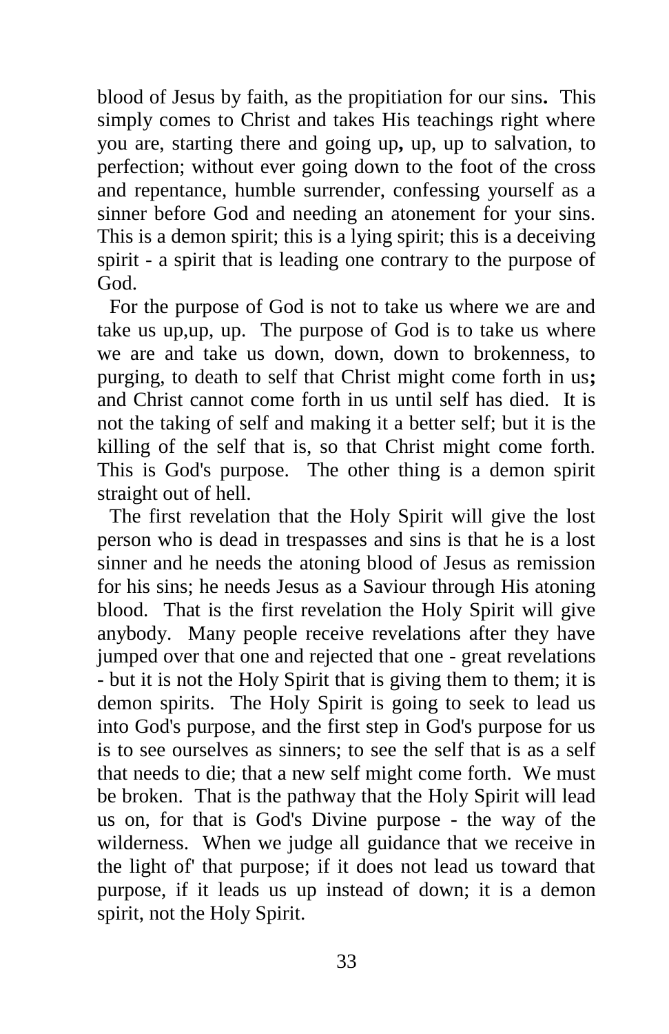blood of Jesus by faith, as the propitiation for our sins. This simply comes to Christ and takes His teachings right where you are, starting there and going up, up, up to salvation, to perfection; without ever going down to the foot of the cross and repentance, humble surrender, confessing yourself as a sinner before God and needing an atonement for your sins. This is a demon spirit; this is a lying spirit; this is a deceiving spirit - a spirit that is leading one contrary to the purpose of God.

For the purpose of God is not to take us where we are and take us up,up, up. The purpose of God is to take us where we are and take us down, down, down to brokenness, to purging, to death to self that Christ might come forth in us; and Christ cannot come forth in us until self has died. It is not the taking of self and making it a better self; but it is the killing of the self that is, so that Christ might come forth. This is God's purpose. The other thing is a demon spirit straight out of hell.

The first revelation that the Holy Spirit will give the lost person who is dead in trespasses and sins is that he is a lost sinner and he needs the atoning blood of Jesus as remission for his sins; he needs Jesus as a Saviour through His atoning blood. That is the first revelation the Holy Spirit will give anybody. Many people receive revelations after they have jumped over that one and rejected that one - great revelations - but it is not the Holy Spirit that is giving them to them; it is demon spirits. The Holy Spirit is going to seek to lead us into God's purpose, and the first step in God's purpose for us is to see ourselves as sinners; to see the self that is as a self that needs to die; that a new self might come forth. We must be broken. That is the pathway that the Holy Spirit will lead us on, for that is God's Divine purpose - the way of the wilderness. When we judge all guidance that we receive in the light of' that purpose; if it does not lead us toward that purpose, if it leads us up instead of down; it is a demon spirit, not the Holy Spirit.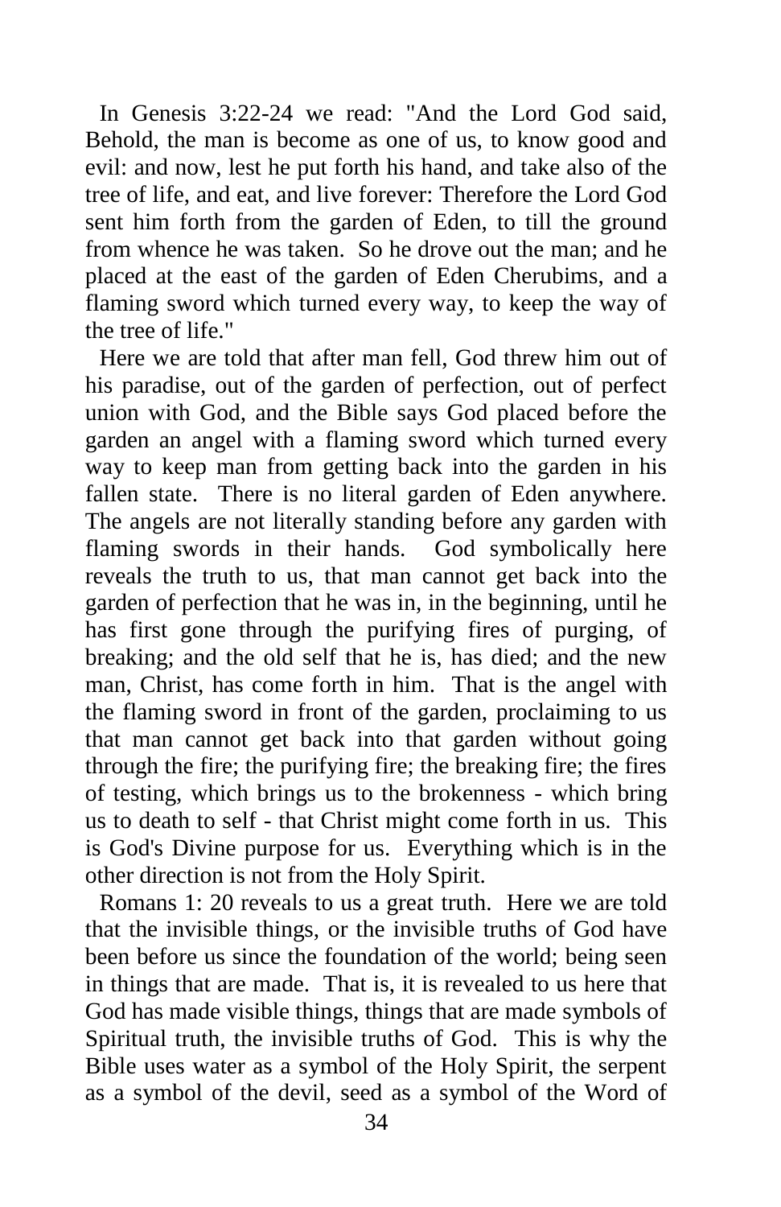In Genesis 3:22-24 we read: "And the Lord God said, Behold, the man is become as one of us, to know good and evil: and now, lest he put forth his hand, and take also of the tree of life, and eat, and live forever: Therefore the Lord God sent him forth from the garden of Eden, to till the ground from whence he was taken. So he drove out the man; and he placed at the east of the garden of Eden Cherubims, and a flaming sword which turned every way, to keep the way of the tree of life."

Here we are told that after man fell, God threw him out of his paradise, out of the garden of perfection, out of perfect union with God, and the Bible says God placed before the garden an angel with a flaming sword which turned every way to keep man from getting back into the garden in his fallen state. There is no literal garden of Eden anywhere. The angels are not literally standing before any garden with flaming swords in their hands. God symbolically here reveals the truth to us, that man cannot get back into the garden of perfection that he was in, in the beginning, until he has first gone through the purifying fires of purging, of breaking; and the old self that he is, has died; and the new man, Christ, has come forth in him. That is the angel with the flaming sword in front of the garden, proclaiming to us that man cannot get back into that garden without going through the fire; the purifying fire; the breaking fire; the fires of testing, which brings us to the brokenness - which bring us to death to self - that Christ might come forth in us. This is God's Divine purpose for us. Everything which is in the other direction is not from the Holy Spirit.

Romans 1: 20 reveals to us a great truth. Here we are told that the invisible things, or the invisible truths of God have been before us since the foundation of the world; being seen in things that are made. That is, it is revealed to us here that God has made visible things, things that are made symbols of Spiritual truth, the invisible truths of God. This is why the Bible uses water as a symbol of the Holy Spirit, the serpent as a symbol of the devil, seed as a symbol of the Word of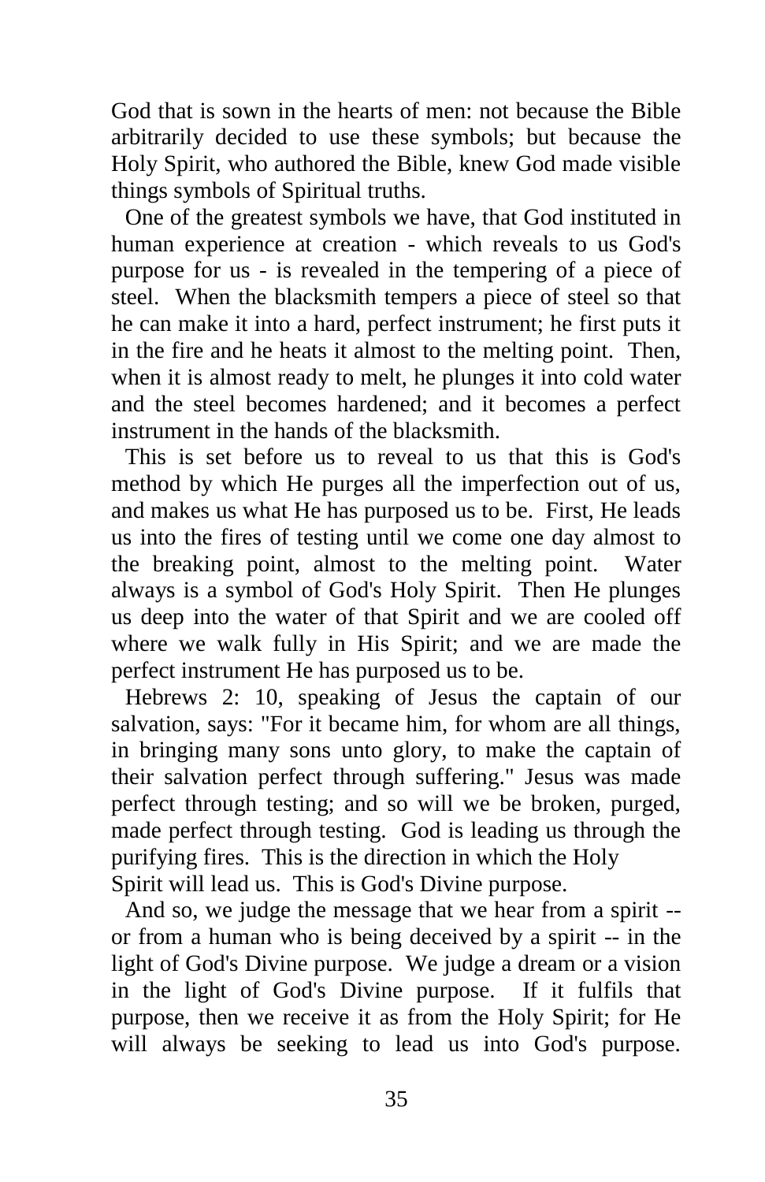God that is sown in the hearts of men: not because the Bible arbitrarily decided to use these symbols; but because the Holy Spirit, who authored the Bible, knew God made visible things symbols of Spiritual truths.

One of the greatest symbols we have, that God instituted in human experience at creation - which reveals to us God's purpose for us - is revealed in the tempering of a piece of steel. When the blacksmith tempers a piece of steel so that he can make it into a hard, perfect instrument; he first puts it in the fire and he heats it almost to the melting point. Then, when it is almost ready to melt, he plunges it into cold water and the steel becomes hardened; and it becomes a perfect instrument in the hands of the blacksmith.

This is set before us to reveal to us that this is God's method by which He purges all the imperfection out of us, and makes us what He has purposed us to be. First, He leads us into the fires of testing until we come one day almost to the breaking point, almost to the melting point. Water always is a symbol of God's Holy Spirit. Then He plunges us deep into the water of that Spirit and we are cooled off where we walk fully in His Spirit; and we are made the perfect instrument He has purposed us to be.

Hebrews 2: 10, speaking of Jesus the captain of our salvation, says: "For it became him, for whom are all things, in bringing many sons unto glory, to make the captain of their salvation perfect through suffering." Jesus was made perfect through testing; and so will we be broken, purged, made perfect through testing. God is leading us through the purifying fires. This is the direction in which the Holy Spirit will lead us. This is God's Divine purpose.

And so, we judge the message that we hear from a spirit -- or from a human who is being deceived by a spirit -- in the light of God's Divine purpose. We judge a dream or a vision in the light of God's Divine purpose. If it fulfils that purpose, then we receive it as from the Holy Spirit; for He will always be seeking to lead us into God's purpose.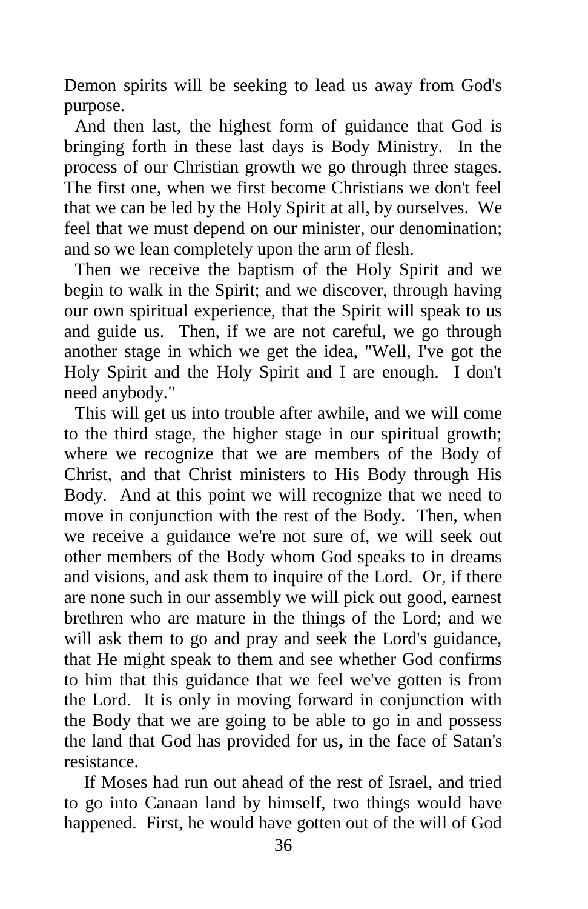Demon spirits will be seeking to lead us away from God's purpose.

And then last, the highest form of guidance that God is bringing forth in these last days is Body Ministry. In the process of our Christian growth we go through three stages. The first one, when we first become Christians we don't feel that we can be led by the Holy Spirit at all, by ourselves. We feel that we must depend on our minister, our denomination; and so we lean completely upon the arm of flesh.

Then we receive the baptism of the Holy Spirit and we begin to walk in the Spirit; and we discover, through having our own spiritual experience, that the Spirit will speak to us and guide us. Then, if we are not careful, we go through another stage in which we get the idea, "Well, I've got the Holy Spirit and the Holy Spirit and I are enough. I don't need anybody."

This will get us into trouble after awhile, and we will come to the third stage, the higher stage in our spiritual growth; where we recognize that we are members of the Body of Christ, and that Christ ministers to His Body through His Body. And at this point we will recognize that we need to move in conjunction with the rest of the Body. Then, when we receive a guidance we're not sure of, we will seek out other members of the Body whom God speaks to in dreams and visions, and ask them to inquire of the Lord. Or, if there are none such in our assembly we will pick out good, earnest brethren who are mature in the things of the Lord; and we will ask them to go and pray and seek the Lord's guidance, that He might speak to them and see whether God confirms to him that this guidance that we feel we've gotten is from the Lord. It is only in moving forward in conjunction with the Body that we are going to be able to go in and possess the land that God has provided for us**,** in the face of Satan's resistance.

If Moses had run out ahead of the rest of Israel, and tried to go into Canaan land by himself, two things would have happened. First, he would have gotten out of the will of God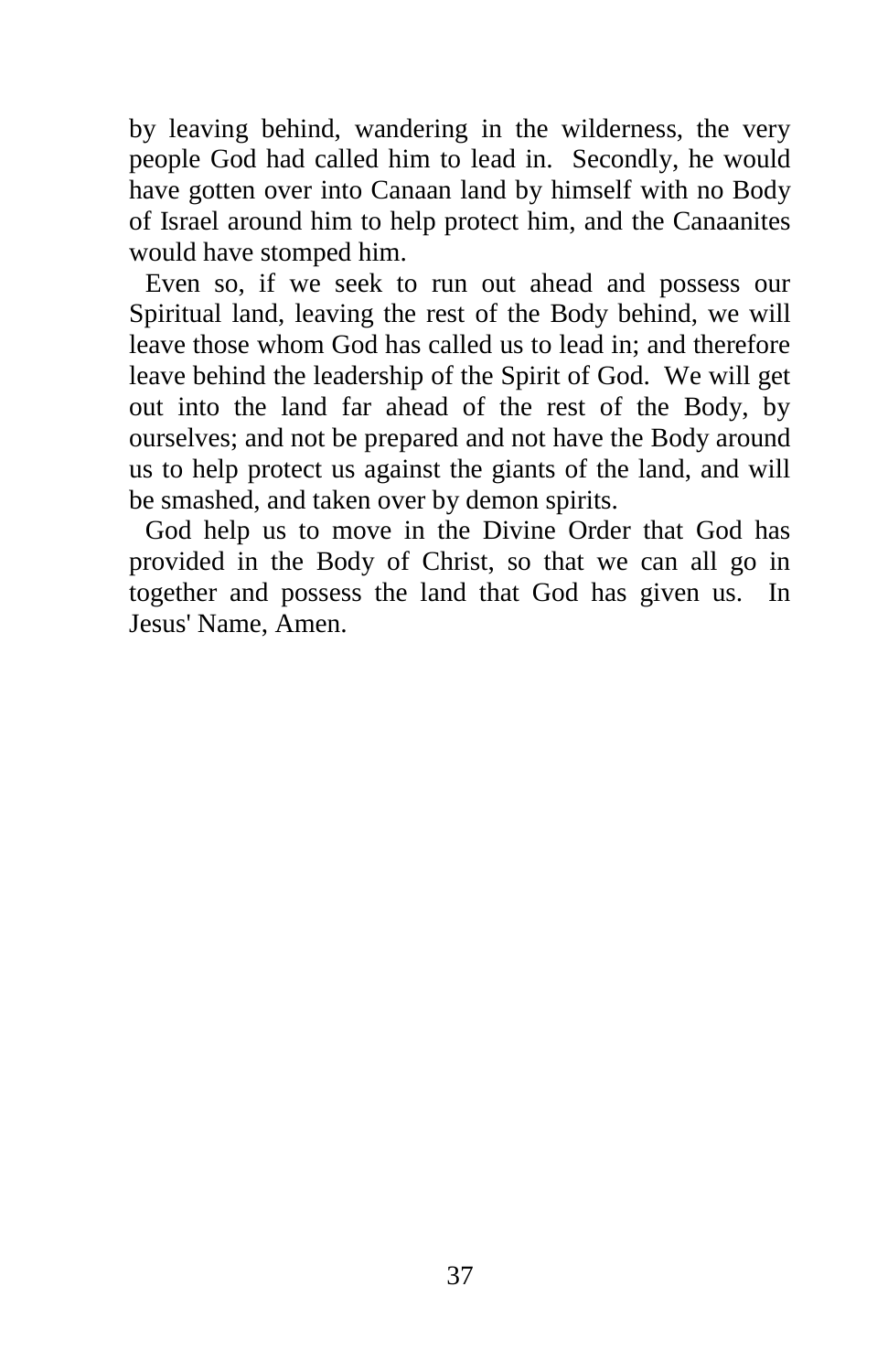by leaving behind, wandering in the wilderness, the very people God had called him to lead in.  Secondly, he would have gotten over into Canaan land by himself with no Body of Israel around him to help protect him, and the Canaanites would have stomped him.

Even so, if we seek to run out ahead and possess our Spiritual land, leaving the rest of the Body behind, we will leave those whom God has called us to lead in; and therefore leave behind the leadership of the Spirit of God.  We will get out into the land far ahead of the rest of the Body, by ourselves; and not be prepared and not have the Body around us to help protect us against the giants of the land, and will be smashed, and taken over by demon spirits.

God help us to move in the Divine Order that God has provided in the Body of Christ, so that we can all go in together and possess the land that God has given us.  In Jesus' Name, Amen.